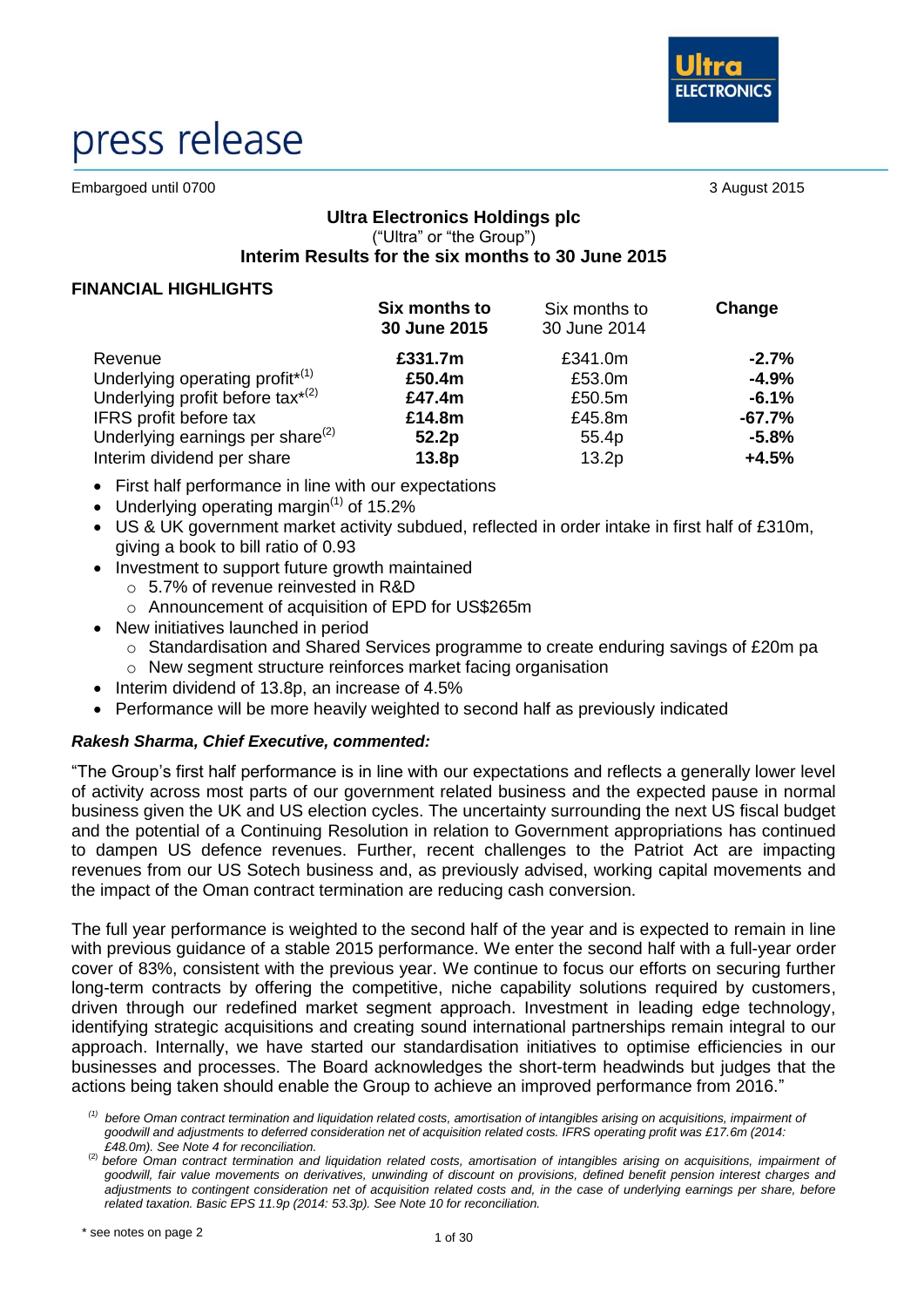press release

Embargoed until 0700 — 3 August 2015

# Ultra Electronics Holdings plc

("Ultra" or "the Group")

## Interim Results for the six months to 30 June 2015

### FINANCIAL HIGHLIGHTS

| | **Six months to 30 June 2015** | Six months to 30 June 2014 | **Change** |
|---|---|---|---|
| Revenue | **£331.7m** | £341.0m | **-2.7%** |
| Underlying operating profit*[(1)] | **£50.4m** | £53.0m | **-4.9%** |
| Underlying profit before tax*[(2)] | **£47.4m** | £50.5m | **-6.1%** |
| IFRS profit before tax | **£14.8m** | £45.8m | **-67.7%** |
| Underlying earnings per share[(2)] | **52.2p** | 55.4p | **-5.8%** |
| Interim dividend per share | **13.8p** | 13.2p | **+4.5%** |

- First half performance in line with our expectations
- Underlying operating margin[(1)] of 15.2%
- US & UK government market activity subdued, reflected in order intake in first half of £310m, giving a book to bill ratio of 0.93
- Investment to support future growth maintained
  - 5.7% of revenue reinvested in R&D
  - Announcement of acquisition of EPD for US$265m
- New initiatives launched in period
  - Standardisation and Shared Services programme to create enduring savings of £20m pa
  - New segment structure reinforces market facing organisation
- Interim dividend of 13.8p, an increase of 4.5%
- Performance will be more heavily weighted to second half as previously indicated

***Rakesh Sharma, Chief Executive, commented:***

"The Group's first half performance is in line with our expectations and reflects a generally lower level of activity across most parts of our government related business and the expected pause in normal business given the UK and US election cycles. The uncertainty surrounding the next US fiscal budget and the potential of a Continuing Resolution in relation to Government appropriations has continued to dampen US defence revenues. Further, recent challenges to the Patriot Act are impacting revenues from our US Sotech business and, as previously advised, working capital movements and the impact of the Oman contract termination are reducing cash conversion.

The full year performance is weighted to the second half of the year and is expected to remain in line with previous guidance of a stable 2015 performance. We enter the second half with a full-year order cover of 83%, consistent with the previous year. We continue to focus our efforts on securing further long-term contracts by offering the competitive, niche capability solutions required by customers, driven through our redefined market segment approach. Investment in leading edge technology, identifying strategic acquisitions and creating sound international partnerships remain integral to our approach. Internally, we have started our standardisation initiatives to optimise efficiencies in our businesses and processes. The Board acknowledges the short-term headwinds but judges that the actions being taken should enable the Group to achieve an improved performance from 2016."

*[(1)] before Oman contract termination and liquidation related costs, amortisation of intangibles arising on acquisitions, impairment of goodwill and adjustments to deferred consideration net of acquisition related costs. IFRS operating profit was £17.6m (2014: £48.0m). See Note 4 for reconciliation.*

*[(2)] before Oman contract termination and liquidation related costs, amortisation of intangibles arising on acquisitions, impairment of goodwill, fair value movements on derivatives, unwinding of discount on provisions, defined benefit pension interest charges and adjustments to contingent consideration net of acquisition related costs and, in the case of underlying earnings per share, before related taxation. Basic EPS 11.9p (2014: 53.3p). See Note 10 for reconciliation.*

\* see notes on page 2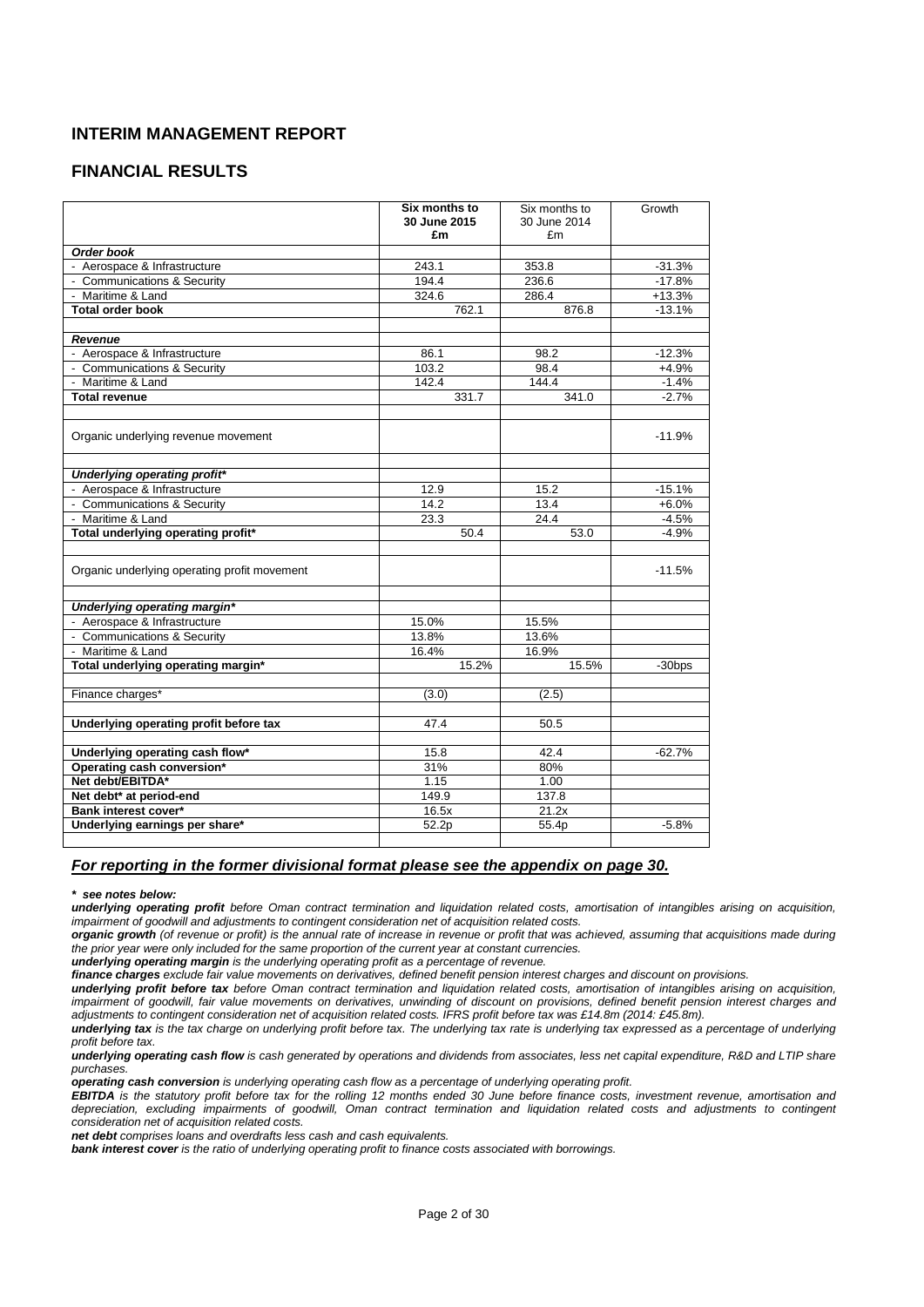## INTERIM MANAGEMENT REPORT

## FINANCIAL RESULTS

| | Six months to 30 June 2015 £m | Six months to 30 June 2014 £m | Growth |
|---|---|---|---|
| ***Order book*** | | | |
| - Aerospace & Infrastructure | 243.1 | 353.8 | -31.3% |
| - Communications & Security | 194.4 | 236.6 | -17.8% |
| - Maritime & Land | 324.6 | 286.4 | +13.3% |
| **Total order book** | 762.1 | 876.8 | -13.1% |
| | | | |
| ***Revenue*** | | | |
| - Aerospace & Infrastructure | 86.1 | 98.2 | -12.3% |
| - Communications & Security | 103.2 | 98.4 | +4.9% |
| - Maritime & Land | 142.4 | 144.4 | -1.4% |
| **Total revenue** | 331.7 | 341.0 | -2.7% |
| | | | |
| Organic underlying revenue movement | | | -11.9% |
| | | | |
| ***Underlying operating profit**** | | | |
| - Aerospace & Infrastructure | 12.9 | 15.2 | -15.1% |
| - Communications & Security | 14.2 | 13.4 | +6.0% |
| - Maritime & Land | 23.3 | 24.4 | -4.5% |
| **Total underlying operating profit*** | 50.4 | 53.0 | -4.9% |
| | | | |
| Organic underlying operating profit movement | | | -11.5% |
| | | | |
| ***Underlying operating margin**** | | | |
| - Aerospace & Infrastructure | 15.0% | 15.5% | |
| - Communications & Security | 13.8% | 13.6% | |
| - Maritime & Land | 16.4% | 16.9% | |
| **Total underlying operating margin*** | 15.2% | 15.5% | -30bps |
| | | | |
| Finance charges* | (3.0) | (2.5) | |
| | | | |
| **Underlying operating profit before tax** | 47.4 | 50.5 | |
| | | | |
| **Underlying operating cash flow*** | 15.8 | 42.4 | -62.7% |
| **Operating cash conversion*** | 31% | 80% | |
| **Net debt/EBITDA*** | 1.15 | 1.00 | |
| **Net debt* at period-end** | 149.9 | 137.8 | |
| **Bank interest cover*** | 16.5x | 21.2x | |
| **Underlying earnings per share*** | 52.2p | 55.4p | -5.8% |

***For reporting in the former divisional format please see the appendix on page 30.***

***\* see notes below:***

***underlying operating profit*** *before Oman contract termination and liquidation related costs, amortisation of intangibles arising on acquisition, impairment of goodwill and adjustments to contingent consideration net of acquisition related costs.*

***organic growth*** *(of revenue or profit) is the annual rate of increase in revenue or profit that was achieved, assuming that acquisitions made during the prior year were only included for the same proportion of the current year at constant currencies.*

***underlying operating margin*** *is the underlying operating profit as a percentage of revenue.*

***finance charges*** *exclude fair value movements on derivatives, defined benefit pension interest charges and discount on provisions.*

***underlying profit before tax*** *before Oman contract termination and liquidation related costs, amortisation of intangibles arising on acquisition, impairment of goodwill, fair value movements on derivatives, unwinding of discount on provisions, defined benefit pension interest charges and adjustments to contingent consideration net of acquisition related costs. IFRS profit before tax was £14.8m (2014: £45.8m).*

***underlying tax*** *is the tax charge on underlying profit before tax. The underlying tax rate is underlying tax expressed as a percentage of underlying profit before tax.*

***underlying operating cash flow*** *is cash generated by operations and dividends from associates, less net capital expenditure, R&D and LTIP share purchases.*

***operating cash conversion*** *is underlying operating cash flow as a percentage of underlying operating profit.*

***EBITDA*** *is the statutory profit before tax for the rolling 12 months ended 30 June before finance costs, investment revenue, amortisation and depreciation, excluding impairments of goodwill, Oman contract termination and liquidation related costs and adjustments to contingent consideration net of acquisition related costs.*

***net debt*** *comprises loans and overdrafts less cash and cash equivalents.*

***bank interest cover*** *is the ratio of underlying operating profit to finance costs associated with borrowings.*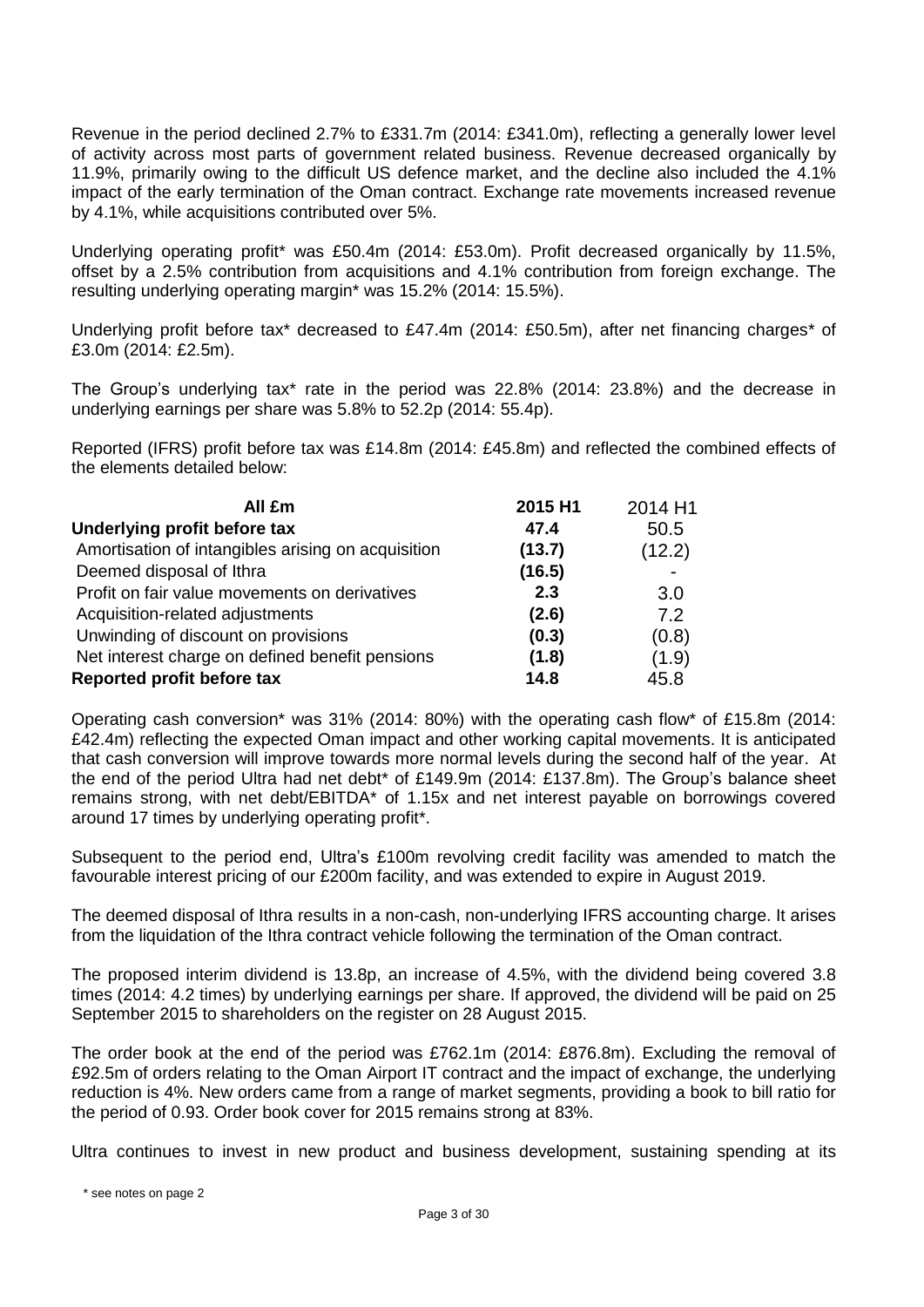Revenue in the period declined 2.7% to £331.7m (2014: £341.0m), reflecting a generally lower level of activity across most parts of government related business. Revenue decreased organically by 11.9%, primarily owing to the difficult US defence market, and the decline also included the 4.1% impact of the early termination of the Oman contract. Exchange rate movements increased revenue by 4.1%, while acquisitions contributed over 5%.

Underlying operating profit* was £50.4m (2014: £53.0m). Profit decreased organically by 11.5%, offset by a 2.5% contribution from acquisitions and 4.1% contribution from foreign exchange. The resulting underlying operating margin* was 15.2% (2014: 15.5%).

Underlying profit before tax* decreased to £47.4m (2014: £50.5m), after net financing charges* of £3.0m (2014: £2.5m).

The Group's underlying tax* rate in the period was 22.8% (2014: 23.8%) and the decrease in underlying earnings per share was 5.8% to 52.2p (2014: 55.4p).

Reported (IFRS) profit before tax was £14.8m (2014: £45.8m) and reflected the combined effects of the elements detailed below:

| **All £m** | **2015 H1** | 2014 H1 |
|---|---|---|
| **Underlying profit before tax** | **47.4** | 50.5 |
| Amortisation of intangibles arising on acquisition | **(13.7)** | (12.2) |
| Deemed disposal of Ithra | **(16.5)** | - |
| Profit on fair value movements on derivatives | **2.3** | 3.0 |
| Acquisition-related adjustments | **(2.6)** | 7.2 |
| Unwinding of discount on provisions | **(0.3)** | (0.8) |
| Net interest charge on defined benefit pensions | **(1.8)** | (1.9) |
| **Reported profit before tax** | **14.8** | 45.8 |

Operating cash conversion* was 31% (2014: 80%) with the operating cash flow* of £15.8m (2014: £42.4m) reflecting the expected Oman impact and other working capital movements. It is anticipated that cash conversion will improve towards more normal levels during the second half of the year. At the end of the period Ultra had net debt* of £149.9m (2014: £137.8m). The Group's balance sheet remains strong, with net debt/EBITDA* of 1.15x and net interest payable on borrowings covered around 17 times by underlying operating profit*.

Subsequent to the period end, Ultra's £100m revolving credit facility was amended to match the favourable interest pricing of our £200m facility, and was extended to expire in August 2019.

The deemed disposal of Ithra results in a non-cash, non-underlying IFRS accounting charge. It arises from the liquidation of the Ithra contract vehicle following the termination of the Oman contract.

The proposed interim dividend is 13.8p, an increase of 4.5%, with the dividend being covered 3.8 times (2014: 4.2 times) by underlying earnings per share. If approved, the dividend will be paid on 25 September 2015 to shareholders on the register on 28 August 2015.

The order book at the end of the period was £762.1m (2014: £876.8m). Excluding the removal of £92.5m of orders relating to the Oman Airport IT contract and the impact of exchange, the underlying reduction is 4%. New orders came from a range of market segments, providing a book to bill ratio for the period of 0.93. Order book cover for 2015 remains strong at 83%.

Ultra continues to invest in new product and business development, sustaining spending at its

\* see notes on page 2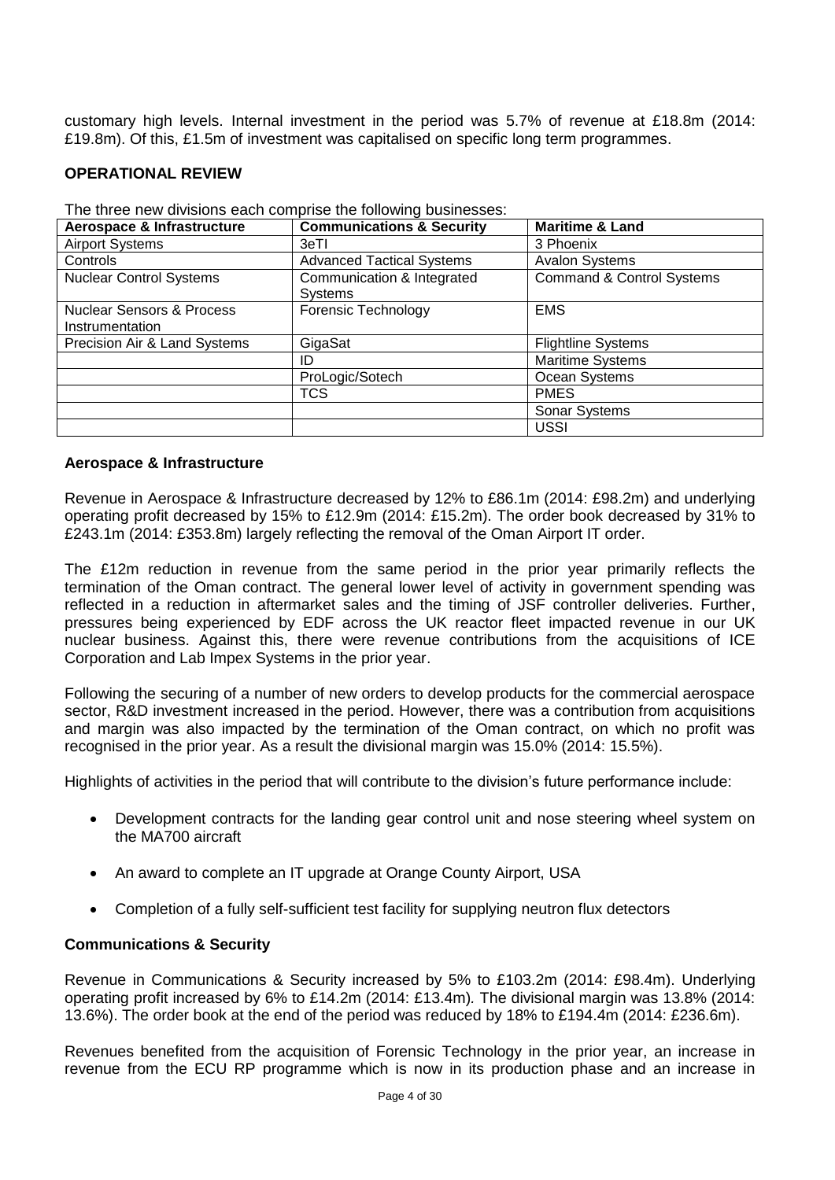customary high levels. Internal investment in the period was 5.7% of revenue at £18.8m (2014: £19.8m). Of this, £1.5m of investment was capitalised on specific long term programmes.

## OPERATIONAL REVIEW

The three new divisions each comprise the following businesses:

| Aerospace & Infrastructure | Communications & Security | Maritime & Land |
|---|---|---|
| Airport Systems | 3eTI | 3 Phoenix |
| Controls | Advanced Tactical Systems | Avalon Systems |
| Nuclear Control Systems | Communication & Integrated Systems | Command & Control Systems |
| Nuclear Sensors & Process Instrumentation | Forensic Technology | EMS |
| Precision Air & Land Systems | GigaSat | Flightline Systems |
| | ID | Maritime Systems |
| | ProLogic/Sotech | Ocean Systems |
| | TCS | PMES |
| | | Sonar Systems |
| | | USSI |

### Aerospace & Infrastructure

Revenue in Aerospace & Infrastructure decreased by 12% to £86.1m (2014: £98.2m) and underlying operating profit decreased by 15% to £12.9m (2014: £15.2m). The order book decreased by 31% to £243.1m (2014: £353.8m) largely reflecting the removal of the Oman Airport IT order.

The £12m reduction in revenue from the same period in the prior year primarily reflects the termination of the Oman contract. The general lower level of activity in government spending was reflected in a reduction in aftermarket sales and the timing of JSF controller deliveries. Further, pressures being experienced by EDF across the UK reactor fleet impacted revenue in our UK nuclear business. Against this, there were revenue contributions from the acquisitions of ICE Corporation and Lab Impex Systems in the prior year.

Following the securing of a number of new orders to develop products for the commercial aerospace sector, R&D investment increased in the period. However, there was a contribution from acquisitions and margin was also impacted by the termination of the Oman contract, on which no profit was recognised in the prior year. As a result the divisional margin was 15.0% (2014: 15.5%).

Highlights of activities in the period that will contribute to the division's future performance include:

- Development contracts for the landing gear control unit and nose steering wheel system on the MA700 aircraft
- An award to complete an IT upgrade at Orange County Airport, USA
- Completion of a fully self-sufficient test facility for supplying neutron flux detectors

### Communications & Security

Revenue in Communications & Security increased by 5% to £103.2m (2014: £98.4m). Underlying operating profit increased by 6% to £14.2m (2014: £13.4m). The divisional margin was 13.8% (2014: 13.6%). The order book at the end of the period was reduced by 18% to £194.4m (2014: £236.6m).

Revenues benefited from the acquisition of Forensic Technology in the prior year, an increase in revenue from the ECU RP programme which is now in its production phase and an increase in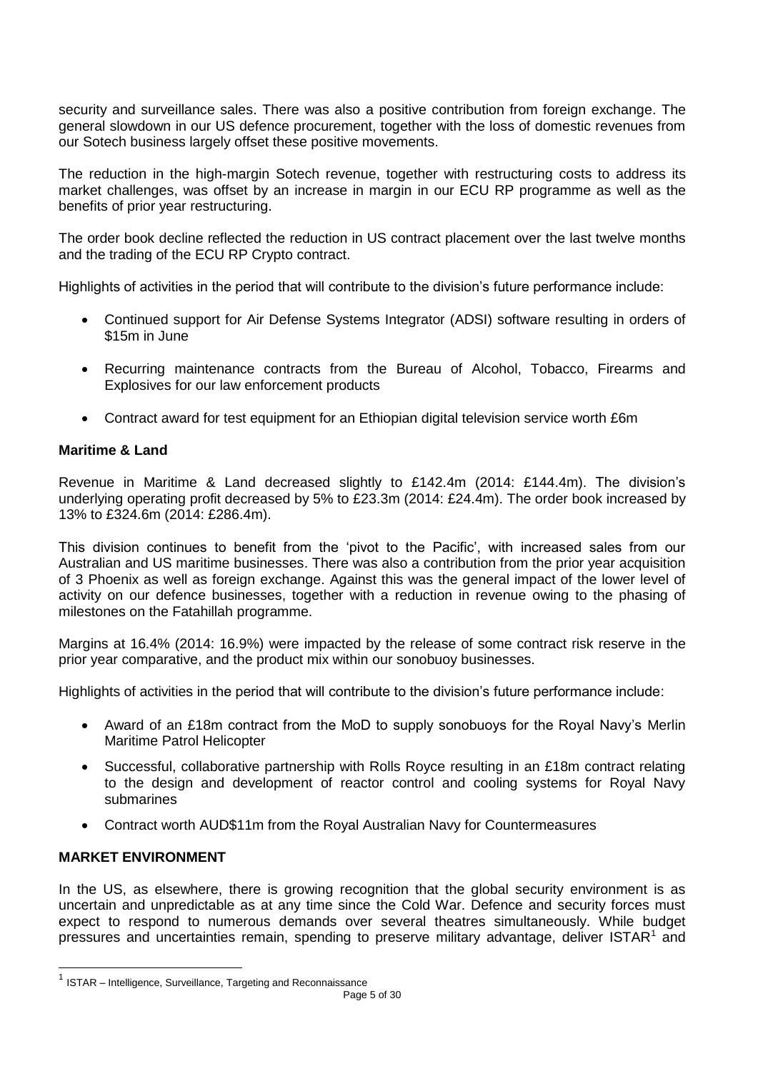security and surveillance sales. There was also a positive contribution from foreign exchange. The general slowdown in our US defence procurement, together with the loss of domestic revenues from our Sotech business largely offset these positive movements.

The reduction in the high-margin Sotech revenue, together with restructuring costs to address its market challenges, was offset by an increase in margin in our ECU RP programme as well as the benefits of prior year restructuring.

The order book decline reflected the reduction in US contract placement over the last twelve months and the trading of the ECU RP Crypto contract.

Highlights of activities in the period that will contribute to the division's future performance include:

- Continued support for Air Defense Systems Integrator (ADSI) software resulting in orders of \$15m in June
- Recurring maintenance contracts from the Bureau of Alcohol, Tobacco, Firearms and Explosives for our law enforcement products
- Contract award for test equipment for an Ethiopian digital television service worth £6m

**Maritime & Land**

Revenue in Maritime & Land decreased slightly to £142.4m (2014: £144.4m). The division's underlying operating profit decreased by 5% to £23.3m (2014: £24.4m). The order book increased by 13% to £324.6m (2014: £286.4m).

This division continues to benefit from the 'pivot to the Pacific', with increased sales from our Australian and US maritime businesses. There was also a contribution from the prior year acquisition of 3 Phoenix as well as foreign exchange. Against this was the general impact of the lower level of activity on our defence businesses, together with a reduction in revenue owing to the phasing of milestones on the Fatahillah programme.

Margins at 16.4% (2014: 16.9%) were impacted by the release of some contract risk reserve in the prior year comparative, and the product mix within our sonobuoy businesses.

Highlights of activities in the period that will contribute to the division's future performance include:

- Award of an £18m contract from the MoD to supply sonobuoys for the Royal Navy's Merlin Maritime Patrol Helicopter
- Successful, collaborative partnership with Rolls Royce resulting in an £18m contract relating to the design and development of reactor control and cooling systems for Royal Navy submarines
- Contract worth AUD\$11m from the Royal Australian Navy for Countermeasures

**MARKET ENVIRONMENT**

In the US, as elsewhere, there is growing recognition that the global security environment is as uncertain and unpredictable as at any time since the Cold War. Defence and security forces must expect to respond to numerous demands over several theatres simultaneously. While budget pressures and uncertainties remain, spending to preserve military advantage, deliver ISTAR[1] and

[1] ISTAR – Intelligence, Surveillance, Targeting and Reconnaissance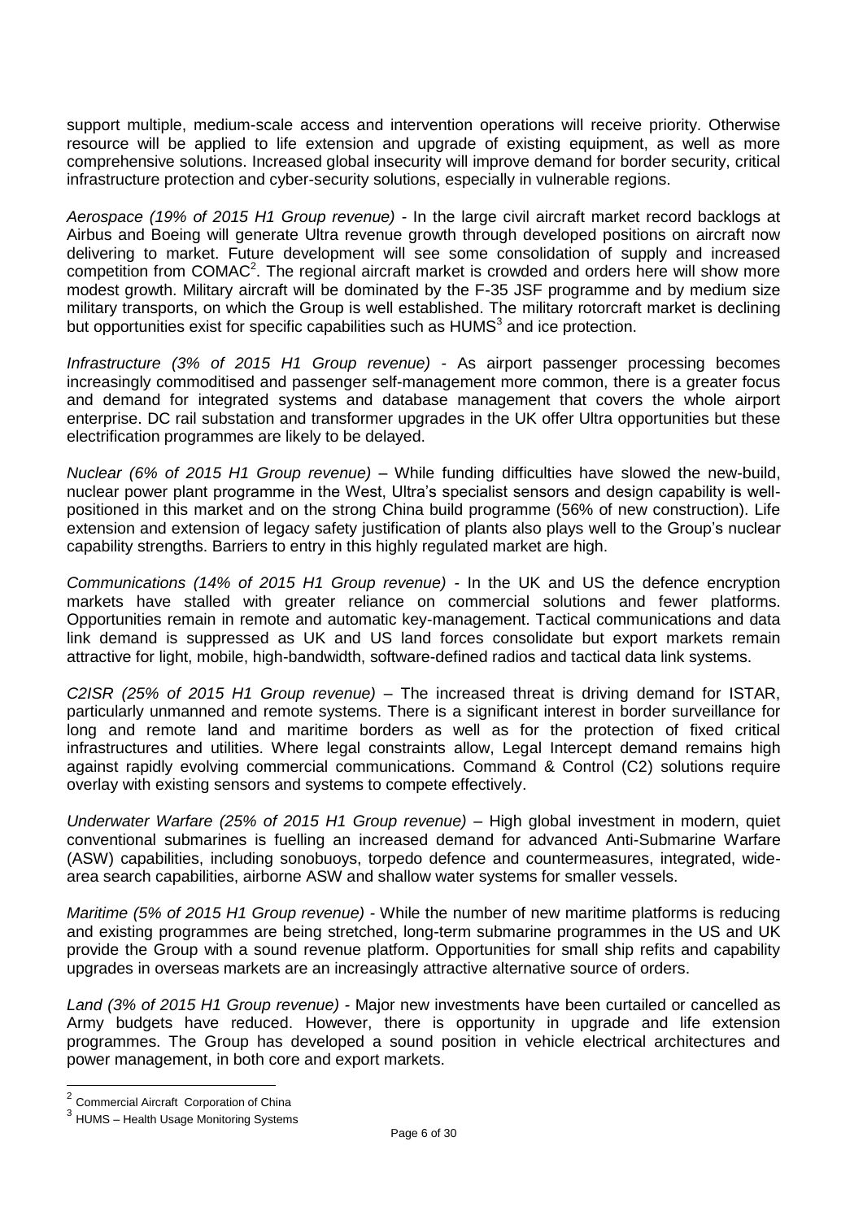support multiple, medium-scale access and intervention operations will receive priority. Otherwise resource will be applied to life extension and upgrade of existing equipment, as well as more comprehensive solutions. Increased global insecurity will improve demand for border security, critical infrastructure protection and cyber-security solutions, especially in vulnerable regions.

*Aerospace (19% of 2015 H1 Group revenue)* - In the large civil aircraft market record backlogs at Airbus and Boeing will generate Ultra revenue growth through developed positions on aircraft now delivering to market. Future development will see some consolidation of supply and increased competition from COMAC[2]. The regional aircraft market is crowded and orders here will show more modest growth. Military aircraft will be dominated by the F-35 JSF programme and by medium size military transports, on which the Group is well established. The military rotorcraft market is declining but opportunities exist for specific capabilities such as HUMS[3] and ice protection.

*Infrastructure (3% of 2015 H1 Group revenue)* - As airport passenger processing becomes increasingly commoditised and passenger self-management more common, there is a greater focus and demand for integrated systems and database management that covers the whole airport enterprise. DC rail substation and transformer upgrades in the UK offer Ultra opportunities but these electrification programmes are likely to be delayed.

*Nuclear (6% of 2015 H1 Group revenue)* – While funding difficulties have slowed the new-build, nuclear power plant programme in the West, Ultra's specialist sensors and design capability is well-positioned in this market and on the strong China build programme (56% of new construction). Life extension and extension of legacy safety justification of plants also plays well to the Group's nuclear capability strengths. Barriers to entry in this highly regulated market are high.

*Communications (14% of 2015 H1 Group revenue)* - In the UK and US the defence encryption markets have stalled with greater reliance on commercial solutions and fewer platforms. Opportunities remain in remote and automatic key-management. Tactical communications and data link demand is suppressed as UK and US land forces consolidate but export markets remain attractive for light, mobile, high-bandwidth, software-defined radios and tactical data link systems.

*C2ISR (25% of 2015 H1 Group revenue)* – The increased threat is driving demand for ISTAR, particularly unmanned and remote systems. There is a significant interest in border surveillance for long and remote land and maritime borders as well as for the protection of fixed critical infrastructures and utilities. Where legal constraints allow, Legal Intercept demand remains high against rapidly evolving commercial communications. Command & Control (C2) solutions require overlay with existing sensors and systems to compete effectively.

*Underwater Warfare (25% of 2015 H1 Group revenue)* – High global investment in modern, quiet conventional submarines is fuelling an increased demand for advanced Anti-Submarine Warfare (ASW) capabilities, including sonobuoys, torpedo defence and countermeasures, integrated, wide-area search capabilities, airborne ASW and shallow water systems for smaller vessels.

*Maritime (5% of 2015 H1 Group revenue)* - While the number of new maritime platforms is reducing and existing programmes are being stretched, long-term submarine programmes in the US and UK provide the Group with a sound revenue platform. Opportunities for small ship refits and capability upgrades in overseas markets are an increasingly attractive alternative source of orders.

*Land (3% of 2015 H1 Group revenue)* - Major new investments have been curtailed or cancelled as Army budgets have reduced. However, there is opportunity in upgrade and life extension programmes. The Group has developed a sound position in vehicle electrical architectures and power management, in both core and export markets.

---

[2] Commercial Aircraft Corporation of China

[3] HUMS – Health Usage Monitoring Systems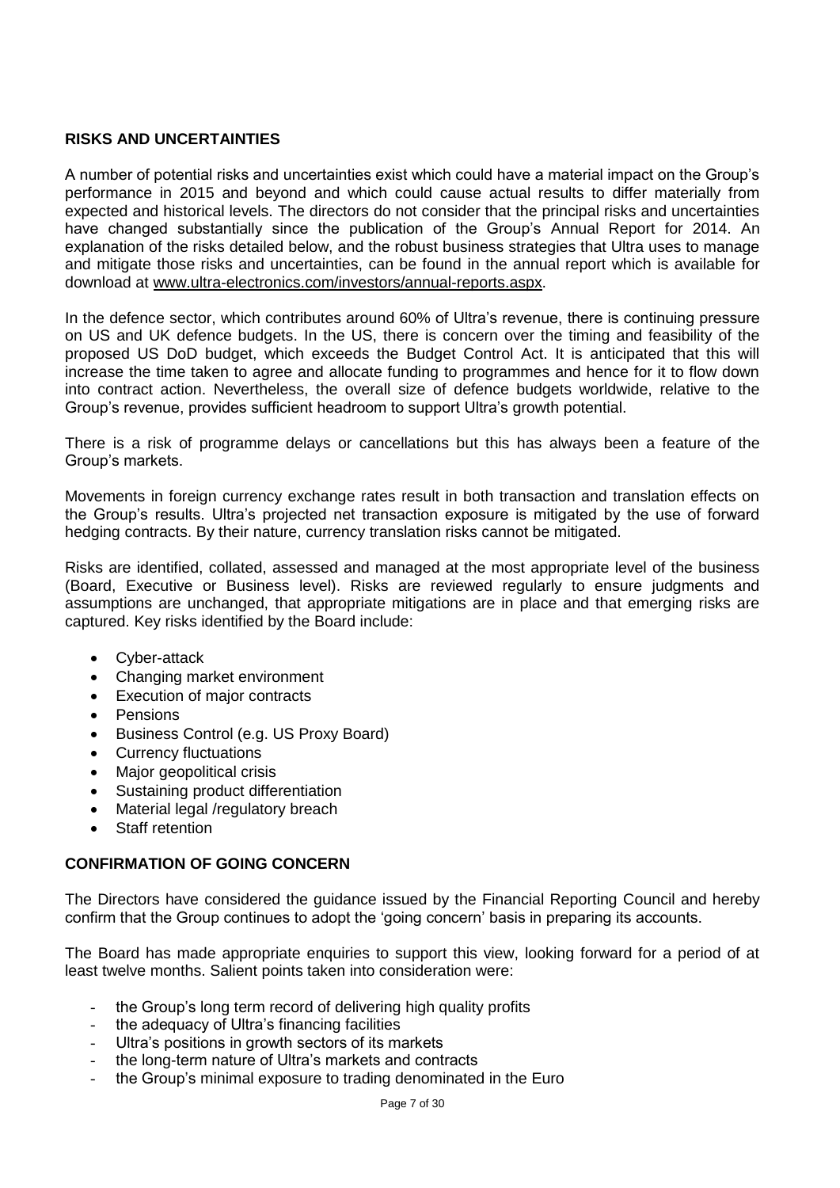## RISKS AND UNCERTAINTIES

A number of potential risks and uncertainties exist which could have a material impact on the Group's performance in 2015 and beyond and which could cause actual results to differ materially from expected and historical levels. The directors do not consider that the principal risks and uncertainties have changed substantially since the publication of the Group's Annual Report for 2014. An explanation of the risks detailed below, and the robust business strategies that Ultra uses to manage and mitigate those risks and uncertainties, can be found in the annual report which is available for download at www.ultra-electronics.com/investors/annual-reports.aspx.

In the defence sector, which contributes around 60% of Ultra's revenue, there is continuing pressure on US and UK defence budgets. In the US, there is concern over the timing and feasibility of the proposed US DoD budget, which exceeds the Budget Control Act. It is anticipated that this will increase the time taken to agree and allocate funding to programmes and hence for it to flow down into contract action. Nevertheless, the overall size of defence budgets worldwide, relative to the Group's revenue, provides sufficient headroom to support Ultra's growth potential.

There is a risk of programme delays or cancellations but this has always been a feature of the Group's markets.

Movements in foreign currency exchange rates result in both transaction and translation effects on the Group's results. Ultra's projected net transaction exposure is mitigated by the use of forward hedging contracts. By their nature, currency translation risks cannot be mitigated.

Risks are identified, collated, assessed and managed at the most appropriate level of the business (Board, Executive or Business level). Risks are reviewed regularly to ensure judgments and assumptions are unchanged, that appropriate mitigations are in place and that emerging risks are captured. Key risks identified by the Board include:

- Cyber-attack
- Changing market environment
- Execution of major contracts
- Pensions
- Business Control (e.g. US Proxy Board)
- Currency fluctuations
- Major geopolitical crisis
- Sustaining product differentiation
- Material legal /regulatory breach
- Staff retention

## CONFIRMATION OF GOING CONCERN

The Directors have considered the guidance issued by the Financial Reporting Council and hereby confirm that the Group continues to adopt the 'going concern' basis in preparing its accounts.

The Board has made appropriate enquiries to support this view, looking forward for a period of at least twelve months. Salient points taken into consideration were:

- the Group's long term record of delivering high quality profits
- the adequacy of Ultra's financing facilities
- Ultra's positions in growth sectors of its markets
- the long-term nature of Ultra's markets and contracts
- the Group's minimal exposure to trading denominated in the Euro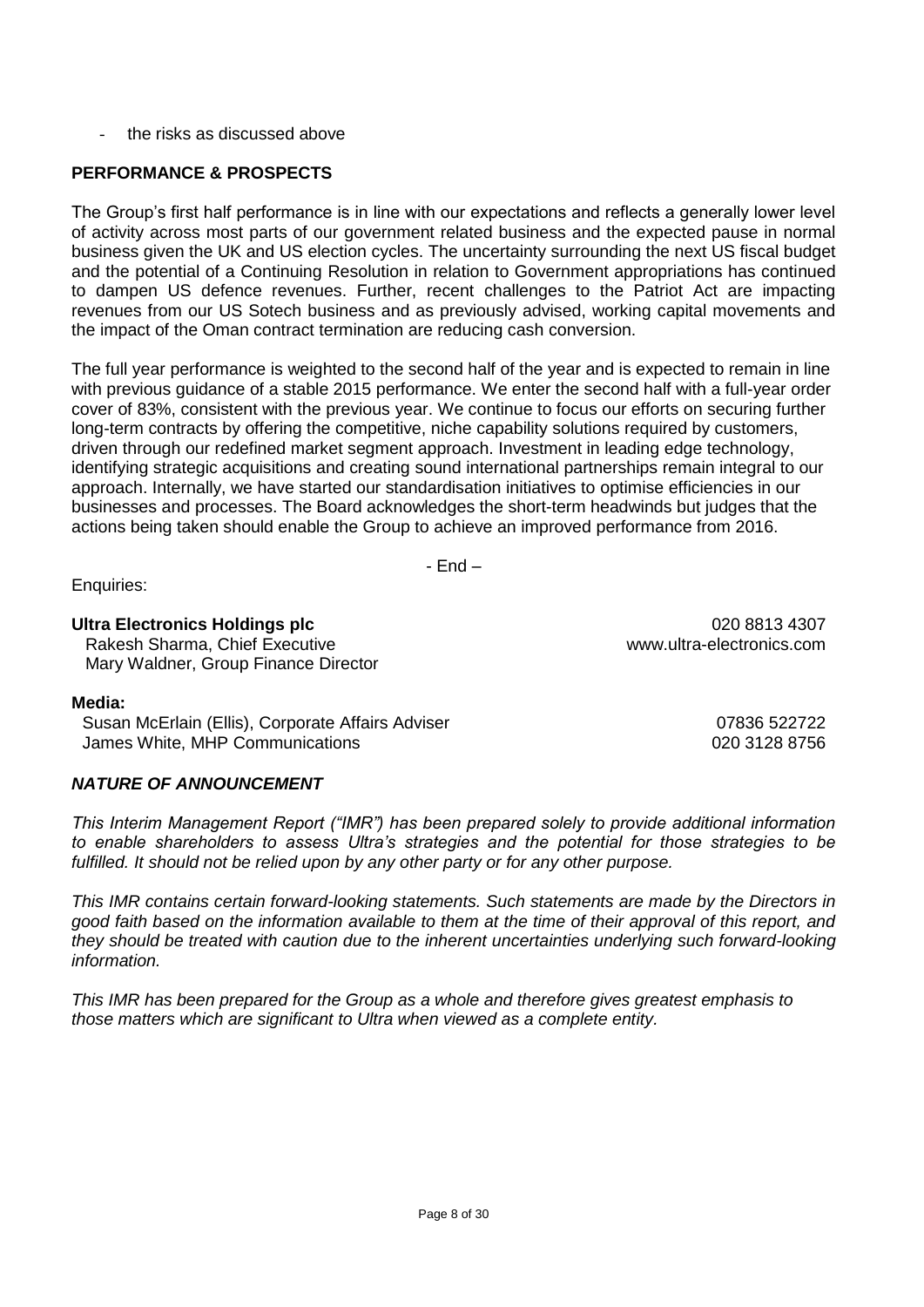- the risks as discussed above

## PERFORMANCE & PROSPECTS

The Group's first half performance is in line with our expectations and reflects a generally lower level of activity across most parts of our government related business and the expected pause in normal business given the UK and US election cycles. The uncertainty surrounding the next US fiscal budget and the potential of a Continuing Resolution in relation to Government appropriations has continued to dampen US defence revenues. Further, recent challenges to the Patriot Act are impacting revenues from our US Sotech business and as previously advised, working capital movements and the impact of the Oman contract termination are reducing cash conversion.

The full year performance is weighted to the second half of the year and is expected to remain in line with previous guidance of a stable 2015 performance. We enter the second half with a full-year order cover of 83%, consistent with the previous year. We continue to focus our efforts on securing further long-term contracts by offering the competitive, niche capability solutions required by customers, driven through our redefined market segment approach. Investment in leading edge technology, identifying strategic acquisitions and creating sound international partnerships remain integral to our approach. Internally, we have started our standardisation initiatives to optimise efficiencies in our businesses and processes. The Board acknowledges the short-term headwinds but judges that the actions being taken should enable the Group to achieve an improved performance from 2016.

- End –

Enquiries:

**Ultra Electronics Holdings plc** — 020 8813 4307
Rakesh Sharma, Chief Executive — www.ultra-electronics.com
Mary Waldner, Group Finance Director

**Media:**
Susan McErlain (Ellis), Corporate Affairs Adviser — 07836 522722
James White, MHP Communications — 020 3128 8756

### *NATURE OF ANNOUNCEMENT*

*This Interim Management Report ("IMR") has been prepared solely to provide additional information to enable shareholders to assess Ultra's strategies and the potential for those strategies to be fulfilled. It should not be relied upon by any other party or for any other purpose.*

*This IMR contains certain forward-looking statements. Such statements are made by the Directors in good faith based on the information available to them at the time of their approval of this report, and they should be treated with caution due to the inherent uncertainties underlying such forward-looking information.*

*This IMR has been prepared for the Group as a whole and therefore gives greatest emphasis to those matters which are significant to Ultra when viewed as a complete entity.*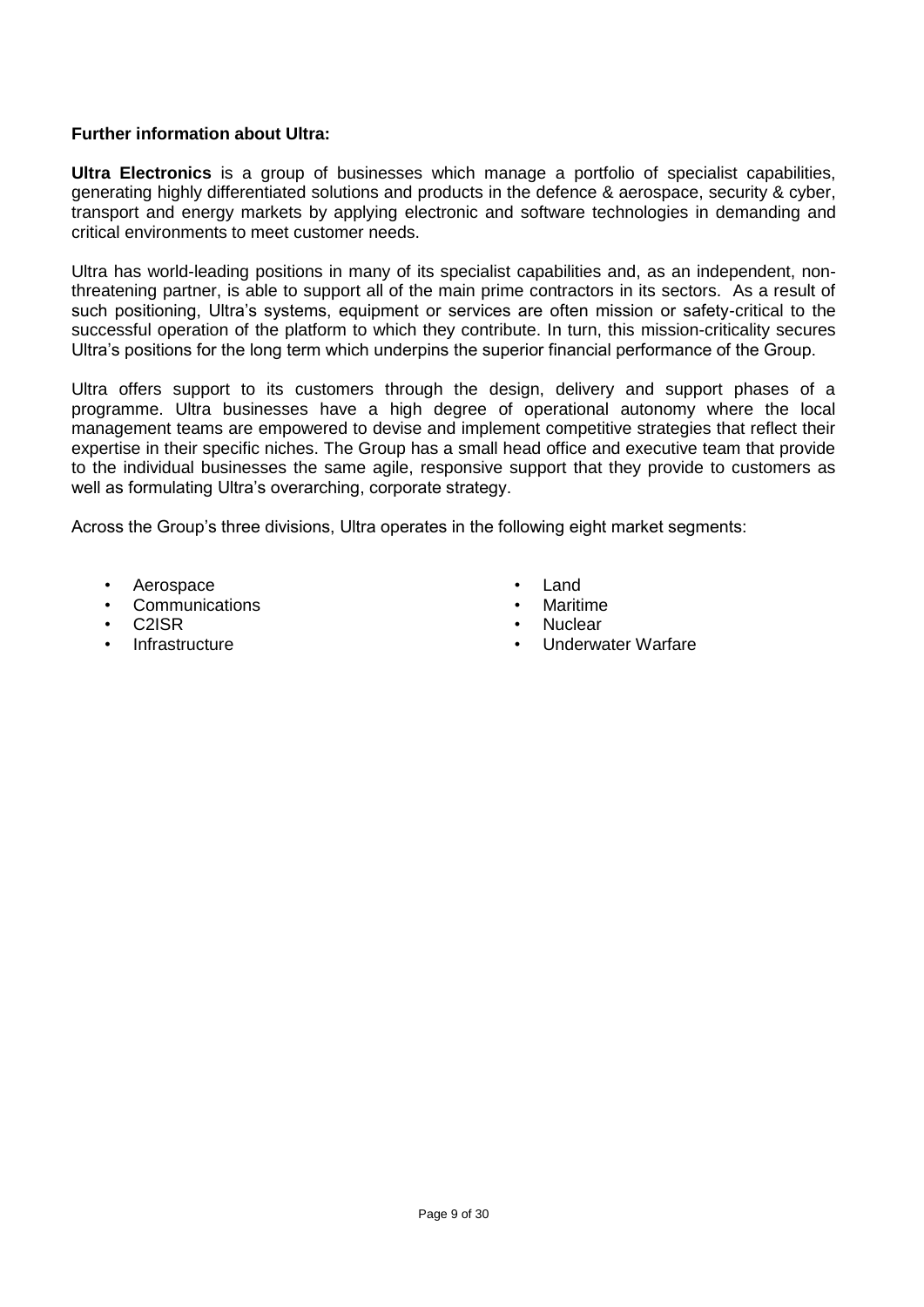**Further information about Ultra:**

**Ultra Electronics** is a group of businesses which manage a portfolio of specialist capabilities, generating highly differentiated solutions and products in the defence & aerospace, security & cyber, transport and energy markets by applying electronic and software technologies in demanding and critical environments to meet customer needs.

Ultra has world-leading positions in many of its specialist capabilities and, as an independent, non-threatening partner, is able to support all of the main prime contractors in its sectors. As a result of such positioning, Ultra's systems, equipment or services are often mission or safety-critical to the successful operation of the platform to which they contribute. In turn, this mission-criticality secures Ultra's positions for the long term which underpins the superior financial performance of the Group.

Ultra offers support to its customers through the design, delivery and support phases of a programme. Ultra businesses have a high degree of operational autonomy where the local management teams are empowered to devise and implement competitive strategies that reflect their expertise in their specific niches. The Group has a small head office and executive team that provide to the individual businesses the same agile, responsive support that they provide to customers as well as formulating Ultra's overarching, corporate strategy.

Across the Group's three divisions, Ultra operates in the following eight market segments:

- Aerospace
- Communications
- C2ISR
- Infrastructure
- Land
- Maritime
- Nuclear
- Underwater Warfare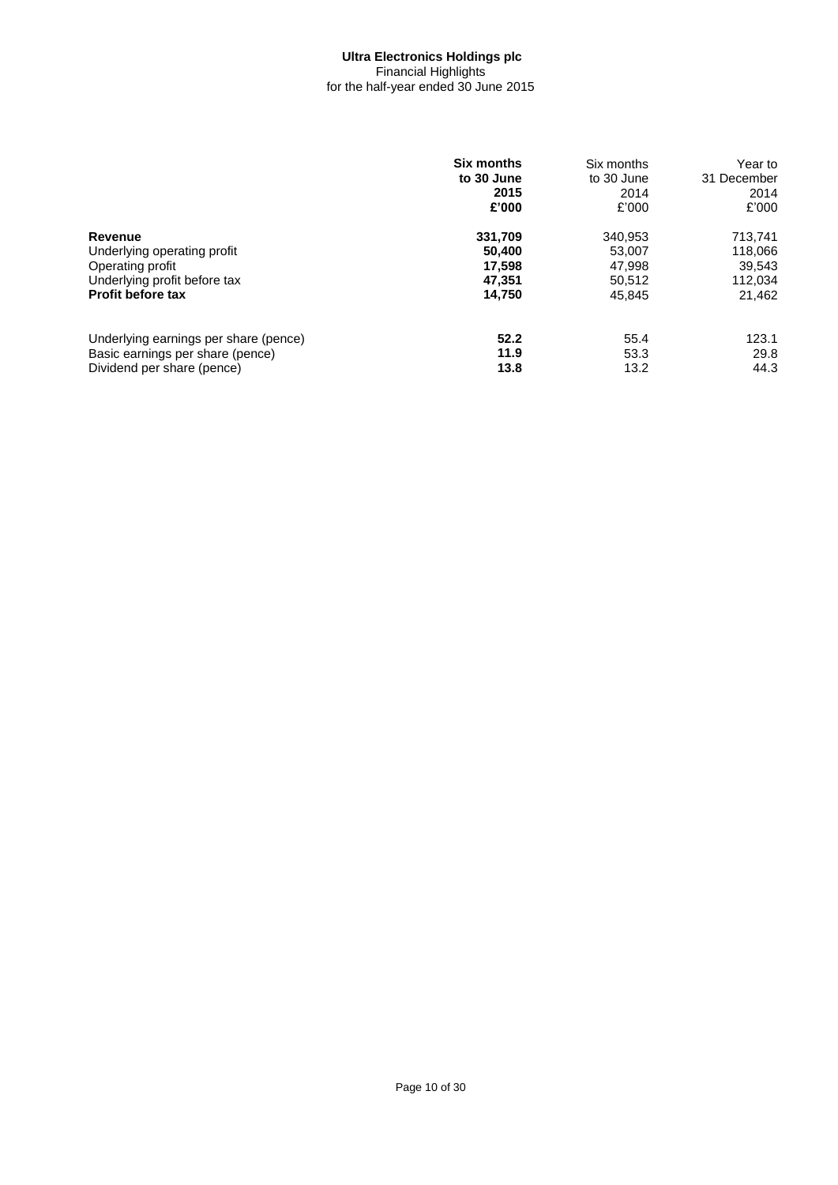**Ultra Electronics Holdings plc**
Financial Highlights
for the half-year ended 30 June 2015

| | **Six months to 30 June 2015 £'000** | Six months to 30 June 2014 £'000 | Year to 31 December 2014 £'000 |
|---|---|---|---|
| **Revenue** | **331,709** | 340,953 | 713,741 |
| Underlying operating profit | **50,400** | 53,007 | 118,066 |
| Operating profit | **17,598** | 47,998 | 39,543 |
| Underlying profit before tax | **47,351** | 50,512 | 112,034 |
| **Profit before tax** | **14,750** | 45,845 | 21,462 |
| | | | |
| Underlying earnings per share (pence) | **52.2** | 55.4 | 123.1 |
| Basic earnings per share (pence) | **11.9** | 53.3 | 29.8 |
| Dividend per share (pence) | **13.8** | 13.2 | 44.3 |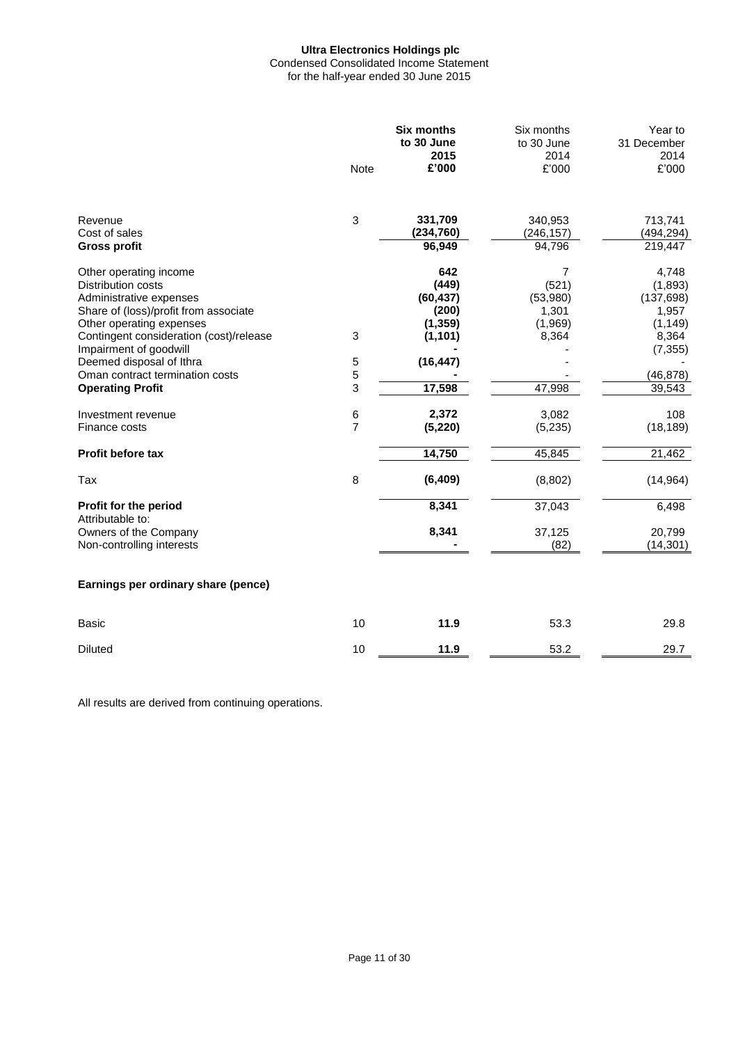**Ultra Electronics Holdings plc**
Condensed Consolidated Income Statement
for the half-year ended 30 June 2015

| | Note | **Six months to 30 June 2015 £'000** | Six months to 30 June 2014 £'000 | Year to 31 December 2014 £'000 |
|---|---|---|---|---|
| Revenue | 3 | **331,709** | 340,953 | 713,741 |
| Cost of sales | | **(234,760)** | (246,157) | (494,294) |
| **Gross profit** | | **96,949** | 94,796 | 219,447 |
| Other operating income | | **642** | 7 | 4,748 |
| Distribution costs | | **(449)** | (521) | (1,893) |
| Administrative expenses | | **(60,437)** | (53,980) | (137,698) |
| Share of (loss)/profit from associate | | **(200)** | 1,301 | 1,957 |
| Other operating expenses | | **(1,359)** | (1,969) | (1,149) |
| Contingent consideration (cost)/release | 3 | **(1,101)** | 8,364 | 8,364 |
| Impairment of goodwill | | **-** | - | (7,355) |
| Deemed disposal of Ithra | 5 | **(16,447)** | - | - |
| Oman contract termination costs | 5 | **-** | - | (46,878) |
| **Operating Profit** | 3 | **17,598** | 47,998 | 39,543 |
| Investment revenue | 6 | **2,372** | 3,082 | 108 |
| Finance costs | 7 | **(5,220)** | (5,235) | (18,189) |
| **Profit before tax** | | **14,750** | 45,845 | 21,462 |
| Tax | 8 | **(6,409)** | (8,802) | (14,964) |
| **Profit for the period** | | **8,341** | 37,043 | 6,498 |
| Attributable to: | | | | |
| Owners of the Company | | **8,341** | 37,125 | 20,799 |
| Non-controlling interests | | **-** | (82) | (14,301) |
| **Earnings per ordinary share (pence)** | | | | |
| Basic | 10 | **11.9** | 53.3 | 29.8 |
| Diluted | 10 | **11.9** | 53.2 | 29.7 |

All results are derived from continuing operations.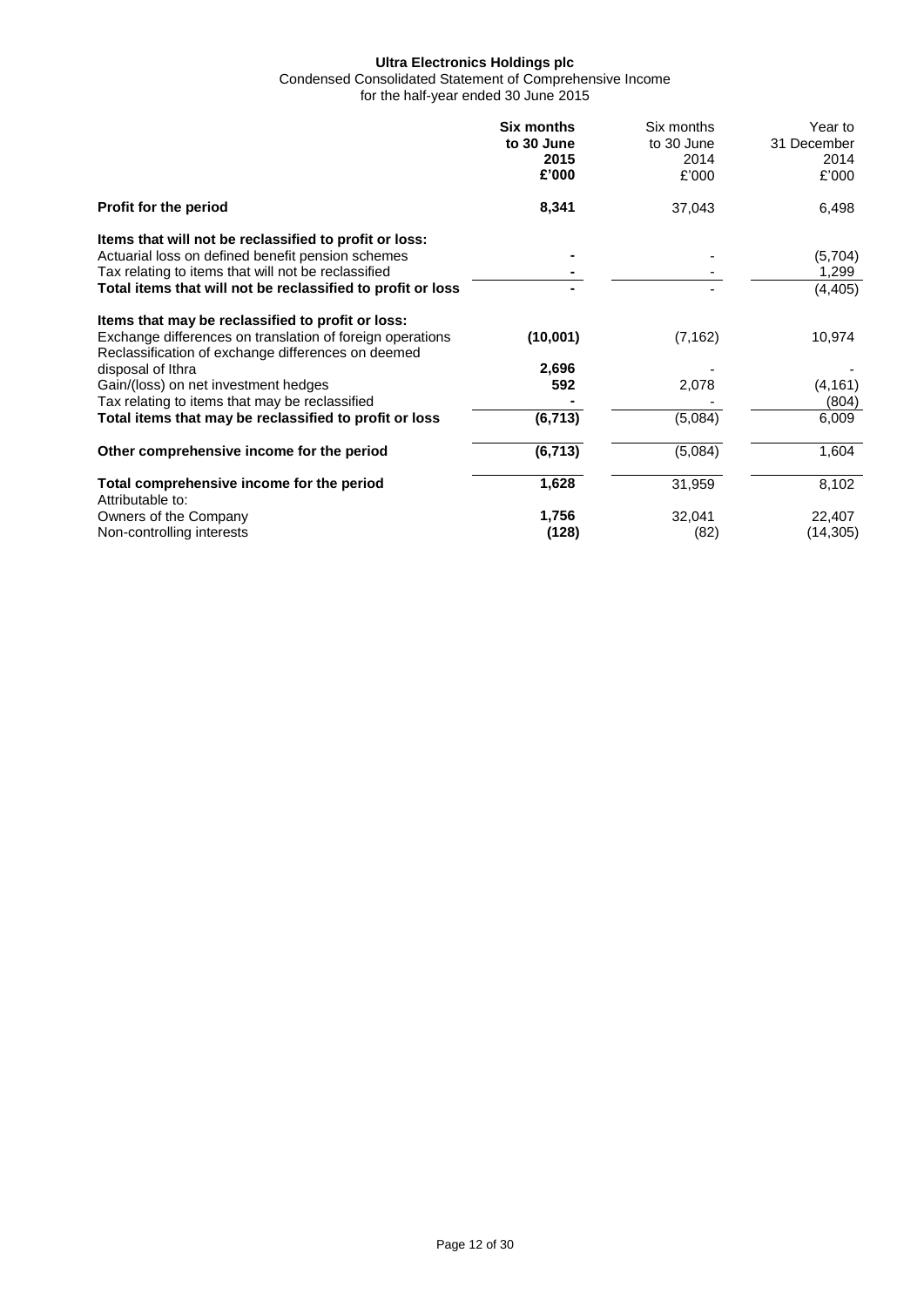**Ultra Electronics Holdings plc**

Condensed Consolidated Statement of Comprehensive Income
for the half-year ended 30 June 2015

| | **Six months to 30 June 2015 £'000** | Six months to 30 June 2014 £'000 | Year to 31 December 2014 £'000 |
|---|---|---|---|
| **Profit for the period** | **8,341** | 37,043 | 6,498 |
| **Items that will not be reclassified to profit or loss:** | | | |
| Actuarial loss on defined benefit pension schemes | **-** | - | (5,704) |
| Tax relating to items that will not be reclassified | **-** | - | 1,299 |
| **Total items that will not be reclassified to profit or loss** | **-** | - | (4,405) |
| **Items that may be reclassified to profit or loss:** | | | |
| Exchange differences on translation of foreign operations | **(10,001)** | (7,162) | 10,974 |
| Reclassification of exchange differences on deemed disposal of Ithra | **2,696** | - | - |
| Gain/(loss) on net investment hedges | **592** | 2,078 | (4,161) |
| Tax relating to items that may be reclassified | **-** | - | (804) |
| **Total items that may be reclassified to profit or loss** | **(6,713)** | (5,084) | 6,009 |
| **Other comprehensive income for the period** | **(6,713)** | (5,084) | 1,604 |
| **Total comprehensive income for the period** | **1,628** | 31,959 | 8,102 |
| Attributable to: | | | |
| Owners of the Company | **1,756** | 32,041 | 22,407 |
| Non-controlling interests | **(128)** | (82) | (14,305) |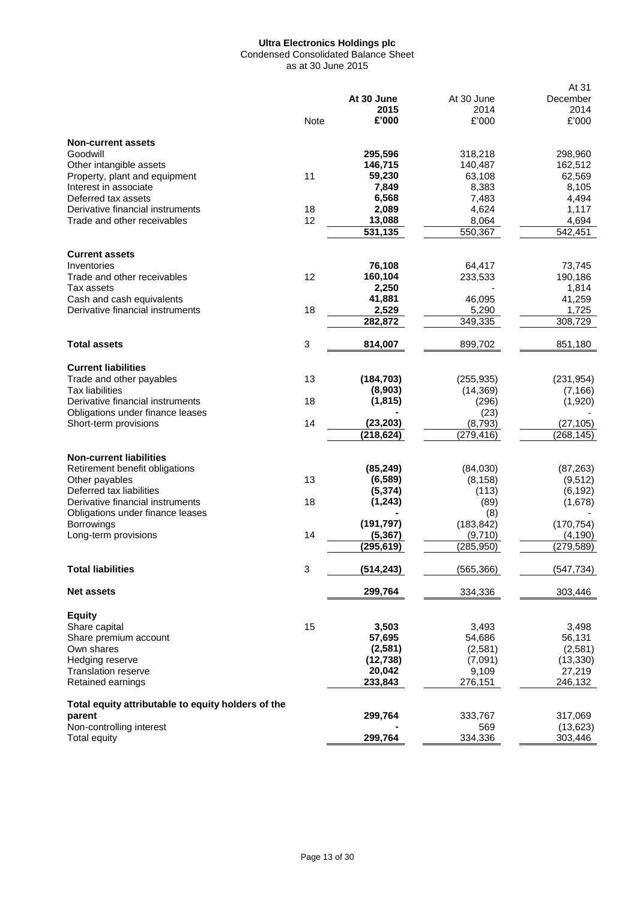**Ultra Electronics Holdings plc**
Condensed Consolidated Balance Sheet
as at 30 June 2015

| | Note | **At 30 June 2015 £'000** | At 30 June 2014 £'000 | At 31 December 2014 £'000 |
|---|---|---|---|---|
| **Non-current assets** | | | | |
| Goodwill | | **295,596** | 318,218 | 298,960 |
| Other intangible assets | | **146,715** | 140,487 | 162,512 |
| Property, plant and equipment | 11 | **59,230** | 63,108 | 62,569 |
| Interest in associate | | **7,849** | 8,383 | 8,105 |
| Deferred tax assets | | **6,568** | 7,483 | 4,494 |
| Derivative financial instruments | 18 | **2,089** | 4,624 | 1,117 |
| Trade and other receivables | 12 | **13,088** | 8,064 | 4,694 |
| | | **531,135** | 550,367 | 542,451 |
| **Current assets** | | | | |
| Inventories | | **76,108** | 64,417 | 73,745 |
| Trade and other receivables | 12 | **160,104** | 233,533 | 190,186 |
| Tax assets | | **2,250** | - | 1,814 |
| Cash and cash equivalents | | **41,881** | 46,095 | 41,259 |
| Derivative financial instruments | 18 | **2,529** | 5,290 | 1,725 |
| | | **282,872** | 349,335 | 308,729 |
| **Total assets** | 3 | **814,007** | 899,702 | 851,180 |
| **Current liabilities** | | | | |
| Trade and other payables | 13 | **(184,703)** | (255,935) | (231,954) |
| Tax liabilities | | **(8,903)** | (14,369) | (7,166) |
| Derivative financial instruments | 18 | **(1,815)** | (296) | (1,920) |
| Obligations under finance leases | | **-** | (23) | - |
| Short-term provisions | 14 | **(23,203)** | (8,793) | (27,105) |
| | | **(218,624)** | (279,416) | (268,145) |
| **Non-current liabilities** | | | | |
| Retirement benefit obligations | | **(85,249)** | (84,030) | (87,263) |
| Other payables | 13 | **(6,589)** | (8,158) | (9,512) |
| Deferred tax liabilities | | **(5,374)** | (113) | (6,192) |
| Derivative financial instruments | 18 | **(1,243)** | (89) | (1,678) |
| Obligations under finance leases | | **-** | (8) | - |
| Borrowings | | **(191,797)** | (183,842) | (170,754) |
| Long-term provisions | 14 | **(5,367)** | (9,710) | (4,190) |
| | | **(295,619)** | (285,950) | (279,589) |
| **Total liabilities** | 3 | **(514,243)** | (565,366) | (547,734) |
| **Net assets** | | **299,764** | 334,336 | 303,446 |
| **Equity** | | | | |
| Share capital | 15 | **3,503** | 3,493 | 3,498 |
| Share premium account | | **57,695** | 54,686 | 56,131 |
| Own shares | | **(2,581)** | (2,581) | (2,581) |
| Hedging reserve | | **(12,738)** | (7,091) | (13,330) |
| Translation reserve | | **20,042** | 9,109 | 27,219 |
| Retained earnings | | **233,843** | 276,151 | 246,132 |
| **Total equity attributable to equity holders of the parent** | | **299,764** | 333,767 | 317,069 |
| Non-controlling interest | | **-** | 569 | (13,623) |
| Total equity | | **299,764** | 334,336 | 303,446 |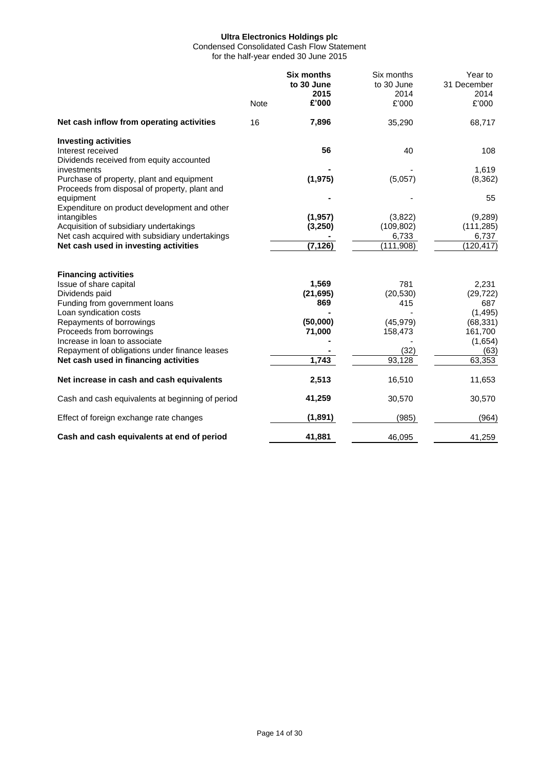**Ultra Electronics Holdings plc**
Condensed Consolidated Cash Flow Statement
for the half-year ended 30 June 2015

| | Note | **Six months to 30 June 2015 £'000** | Six months to 30 June 2014 £'000 | Year to 31 December 2014 £'000 |
|---|---|---|---|---|
| **Net cash inflow from operating activities** | 16 | **7,896** | 35,290 | 68,717 |
| **Investing activities** | | | | |
| Interest received | | **56** | 40 | 108 |
| Dividends received from equity accounted investments | | **-** | - | 1,619 |
| Purchase of property, plant and equipment | | **(1,975)** | (5,057) | (8,362) |
| Proceeds from disposal of property, plant and equipment | | **-** | - | 55 |
| Expenditure on product development and other intangibles | | **(1,957)** | (3,822) | (9,289) |
| Acquisition of subsidiary undertakings | | **(3,250)** | (109,802) | (111,285) |
| Net cash acquired with subsidiary undertakings | | **-** | 6,733 | 6,737 |
| **Net cash used in investing activities** | | **(7,126)** | (111,908) | (120,417) |
| **Financing activities** | | | | |
| Issue of share capital | | **1,569** | 781 | 2,231 |
| Dividends paid | | **(21,695)** | (20,530) | (29,722) |
| Funding from government loans | | **869** | 415 | 687 |
| Loan syndication costs | | **-** | - | (1,495) |
| Repayments of borrowings | | **(50,000)** | (45,979) | (68,331) |
| Proceeds from borrowings | | **71,000** | 158,473 | 161,700 |
| Increase in loan to associate | | **-** | - | (1,654) |
| Repayment of obligations under finance leases | | **-** | (32) | (63) |
| **Net cash used in financing activities** | | **1,743** | 93,128 | 63,353 |
| **Net increase in cash and cash equivalents** | | **2,513** | 16,510 | 11,653 |
| Cash and cash equivalents at beginning of period | | **41,259** | 30,570 | 30,570 |
| Effect of foreign exchange rate changes | | **(1,891)** | (985) | (964) |
| **Cash and cash equivalents at end of period** | | **41,881** | 46,095 | 41,259 |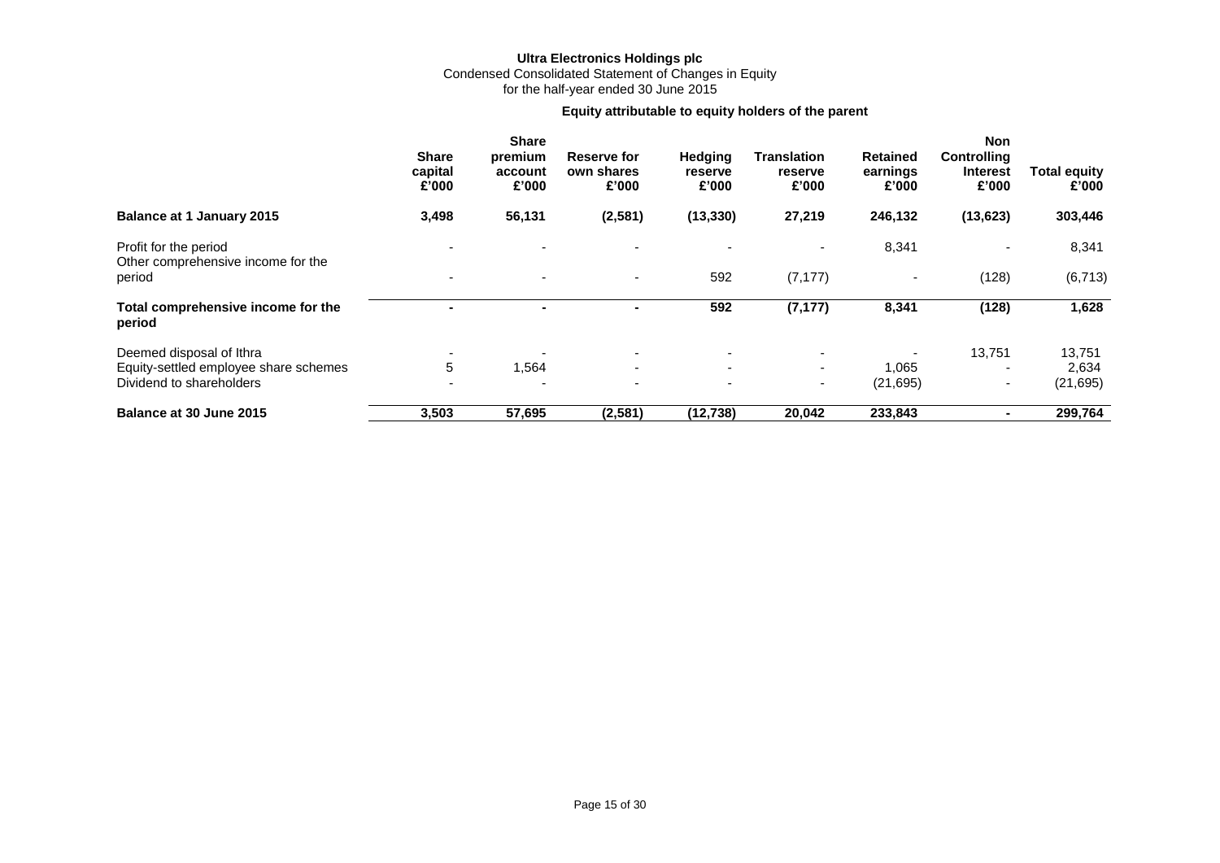**Ultra Electronics Holdings plc**
Condensed Consolidated Statement of Changes in Equity
for the half-year ended 30 June 2015

**Equity attributable to equity holders of the parent**

| | **Share capital £'000** | **Share premium account £'000** | **Reserve for own shares £'000** | **Hedging reserve £'000** | **Translation reserve £'000** | **Retained earnings £'000** | **Non Controlling Interest £'000** | **Total equity £'000** |
|---|---|---|---|---|---|---|---|---|
| **Balance at 1 January 2015** | **3,498** | **56,131** | **(2,581)** | **(13,330)** | **27,219** | **246,132** | **(13,623)** | **303,446** |
| Profit for the period | - | - | - | - | - | 8,341 | - | 8,341 |
| Other comprehensive income for the period | - | - | - | 592 | (7,177) | - | (128) | (6,713) |
| **Total comprehensive income for the period** | **-** | **-** | **-** | **592** | **(7,177)** | **8,341** | **(128)** | **1,628** |
| Deemed disposal of Ithra | - | - | - | - | - | - | 13,751 | 13,751 |
| Equity-settled employee share schemes | 5 | 1,564 | - | - | - | 1,065 | - | 2,634 |
| Dividend to shareholders | - | - | - | - | - | (21,695) | - | (21,695) |
| **Balance at 30 June 2015** | **3,503** | **57,695** | **(2,581)** | **(12,738)** | **20,042** | **233,843** | **-** | **299,764** |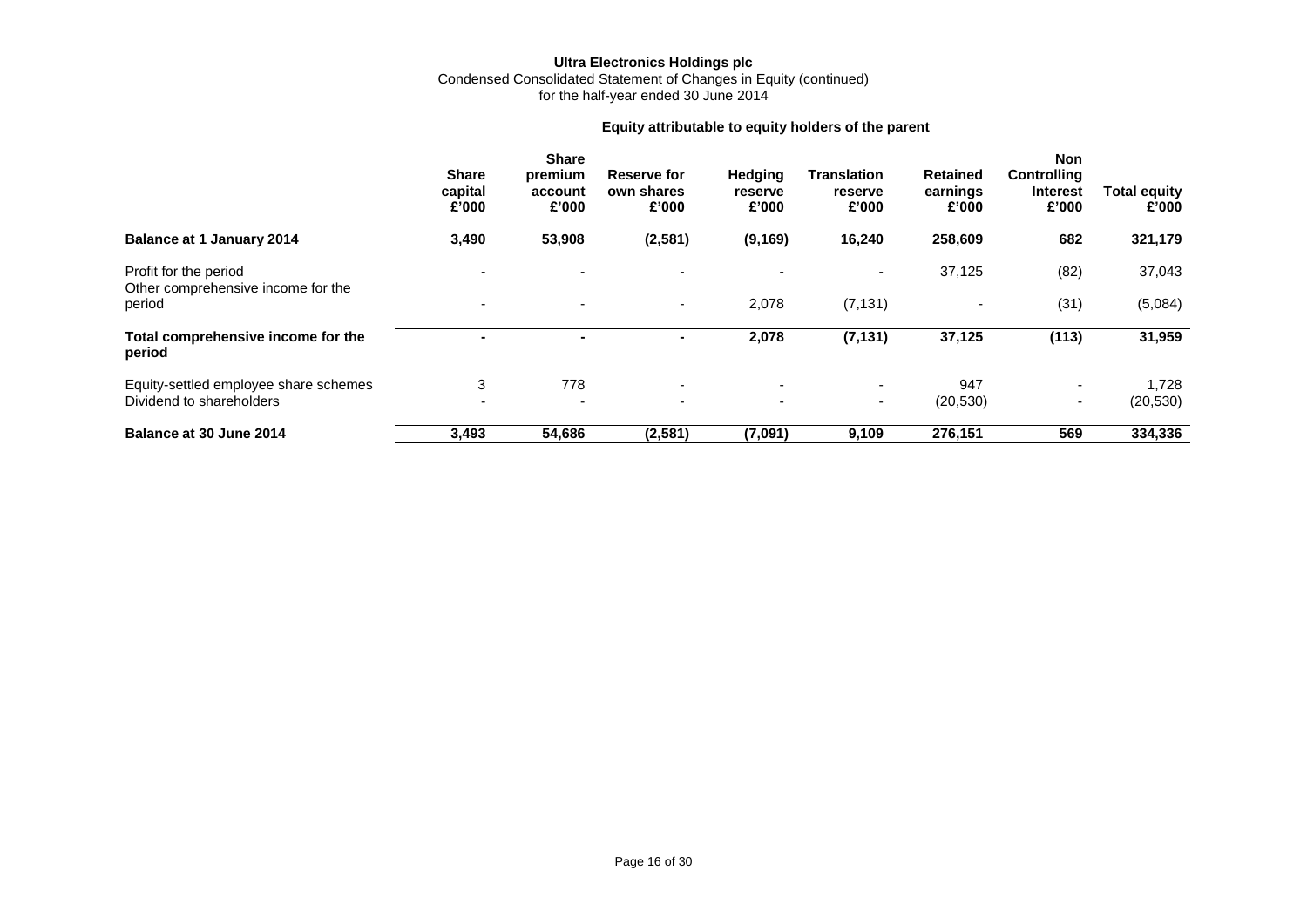**Ultra Electronics Holdings plc**

Condensed Consolidated Statement of Changes in Equity (continued)
for the half-year ended 30 June 2014

| | Equity attributable to equity holders of the parent | | | | | | | |
|---|---|---|---|---|---|---|---|---|
| | **Share capital £'000** | **Share premium account £'000** | **Reserve for own shares £'000** | **Hedging reserve £'000** | **Translation reserve £'000** | **Retained earnings £'000** | **Non Controlling Interest £'000** | **Total equity £'000** |
| **Balance at 1 January 2014** | **3,490** | **53,908** | **(2,581)** | **(9,169)** | **16,240** | **258,609** | **682** | **321,179** |
| Profit for the period | - | - | - | - | - | 37,125 | (82) | 37,043 |
| Other comprehensive income for the period | - | - | - | 2,078 | (7,131) | - | (31) | (5,084) |
| **Total comprehensive income for the period** | **-** | **-** | **-** | **2,078** | **(7,131)** | **37,125** | **(113)** | **31,959** |
| Equity-settled employee share schemes | 3 | 778 | - | - | - | 947 | - | 1,728 |
| Dividend to shareholders | - | - | - | - | - | (20,530) | - | (20,530) |
| **Balance at 30 June 2014** | **3,493** | **54,686** | **(2,581)** | **(7,091)** | **9,109** | **276,151** | **569** | **334,336** |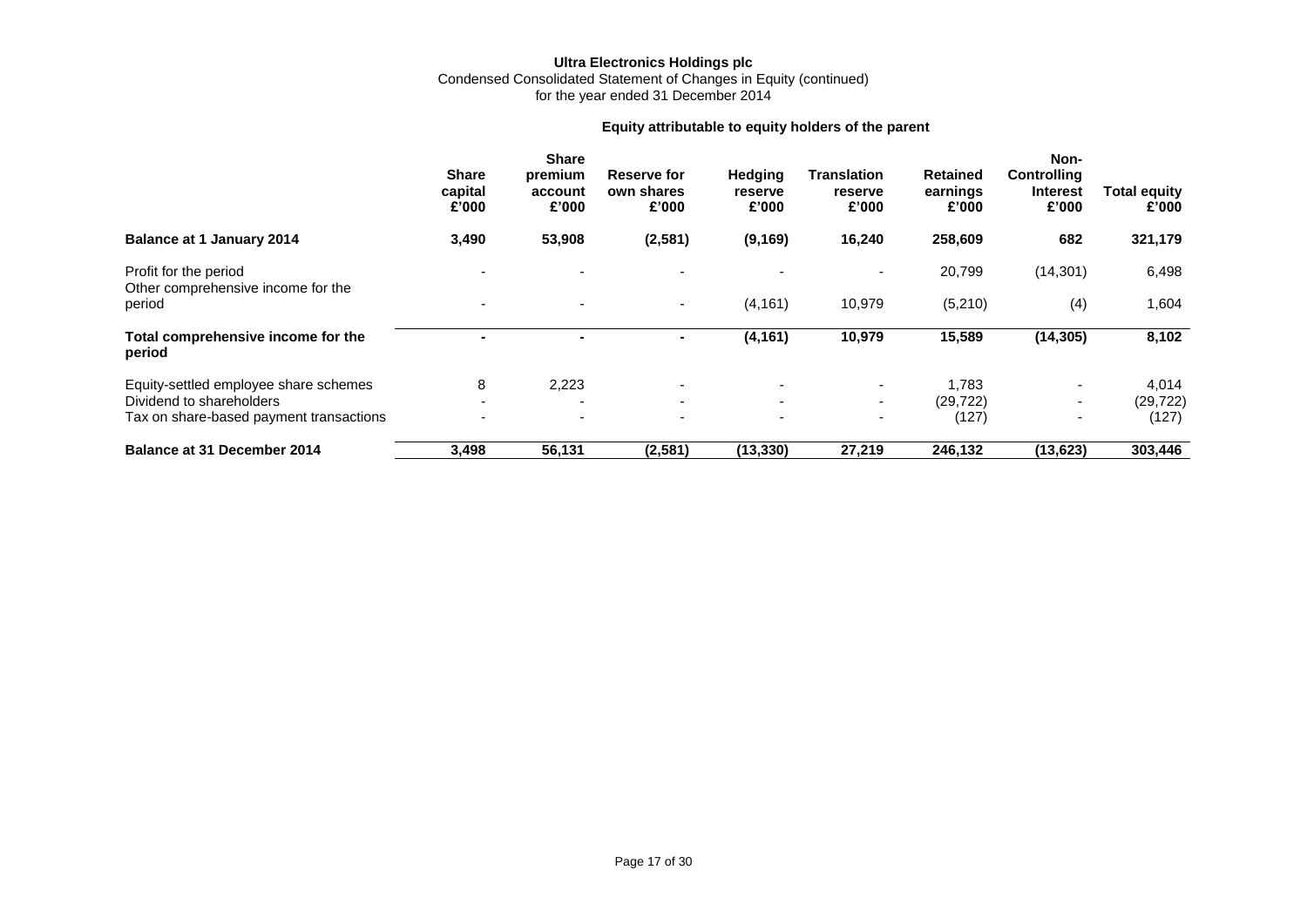**Ultra Electronics Holdings plc**
Condensed Consolidated Statement of Changes in Equity (continued)
for the year ended 31 December 2014

**Equity attributable to equity holders of the parent**

| | Share capital £'000 | Share premium account £'000 | Reserve for own shares £'000 | Hedging reserve £'000 | Translation reserve £'000 | Retained earnings £'000 | Non-Controlling Interest £'000 | Total equity £'000 |
|---|---|---|---|---|---|---|---|---|
| **Balance at 1 January 2014** | **3,490** | **53,908** | **(2,581)** | **(9,169)** | **16,240** | **258,609** | **682** | **321,179** |
| Profit for the period | - | - | - | - | - | 20,799 | (14,301) | 6,498 |
| Other comprehensive income for the period | - | - | - | (4,161) | 10,979 | (5,210) | (4) | 1,604 |
| **Total comprehensive income for the period** | **-** | **-** | **-** | **(4,161)** | **10,979** | **15,589** | **(14,305)** | **8,102** |
| Equity-settled employee share schemes | 8 | 2,223 | - | - | - | 1,783 | - | 4,014 |
| Dividend to shareholders | - | - | - | - | - | (29,722) | - | (29,722) |
| Tax on share-based payment transactions | - | - | - | - | - | (127) | - | (127) |
| **Balance at 31 December 2014** | **3,498** | **56,131** | **(2,581)** | **(13,330)** | **27,219** | **246,132** | **(13,623)** | **303,446** |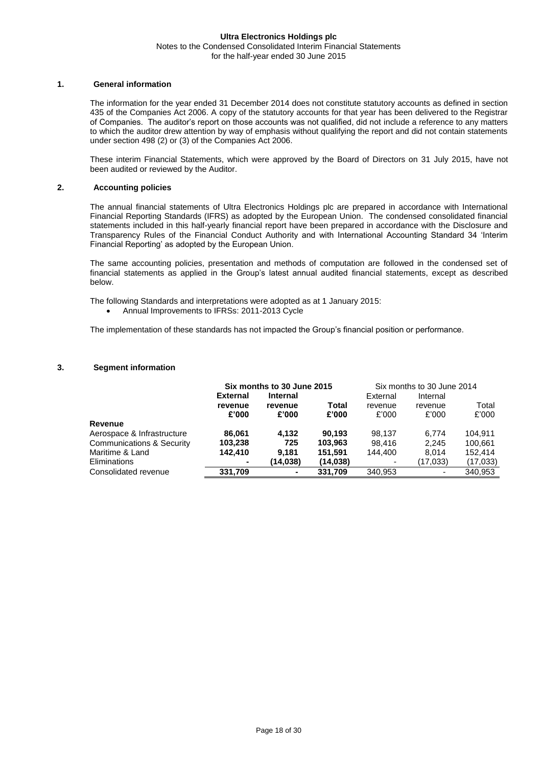**Ultra Electronics Holdings plc**
Notes to the Condensed Consolidated Interim Financial Statements
for the half-year ended 30 June 2015

## 1. General information

The information for the year ended 31 December 2014 does not constitute statutory accounts as defined in section 435 of the Companies Act 2006. A copy of the statutory accounts for that year has been delivered to the Registrar of Companies. The auditor's report on those accounts was not qualified, did not include a reference to any matters to which the auditor drew attention by way of emphasis without qualifying the report and did not contain statements under section 498 (2) or (3) of the Companies Act 2006.

These interim Financial Statements, which were approved by the Board of Directors on 31 July 2015, have not been audited or reviewed by the Auditor.

## 2. Accounting policies

The annual financial statements of Ultra Electronics Holdings plc are prepared in accordance with International Financial Reporting Standards (IFRS) as adopted by the European Union. The condensed consolidated financial statements included in this half-yearly financial report have been prepared in accordance with the Disclosure and Transparency Rules of the Financial Conduct Authority and with International Accounting Standard 34 'Interim Financial Reporting' as adopted by the European Union.

The same accounting policies, presentation and methods of computation are followed in the condensed set of financial statements as applied in the Group's latest annual audited financial statements, except as described below.

The following Standards and interpretations were adopted as at 1 January 2015:

- Annual Improvements to IFRSs: 2011-2013 Cycle

The implementation of these standards has not impacted the Group's financial position or performance.

## 3. Segment information

| | **Six months to 30 June 2015** | | | Six months to 30 June 2014 | | |
|---|---|---|---|---|---|---|
| | **External revenue £'000** | **Internal revenue £'000** | **Total £'000** | External revenue £'000 | Internal revenue £'000 | Total £'000 |
| **Revenue** | | | | | | |
| Aerospace & Infrastructure | **86,061** | **4,132** | **90,193** | 98,137 | 6,774 | 104,911 |
| Communications & Security | **103,238** | **725** | **103,963** | 98,416 | 2,245 | 100,661 |
| Maritime & Land | **142,410** | **9,181** | **151,591** | 144,400 | 8,014 | 152,414 |
| Eliminations | **-** | **(14,038)** | **(14,038)** | - | (17,033) | (17,033) |
| Consolidated revenue | **331,709** | **-** | **331,709** | 340,953 | - | 340,953 |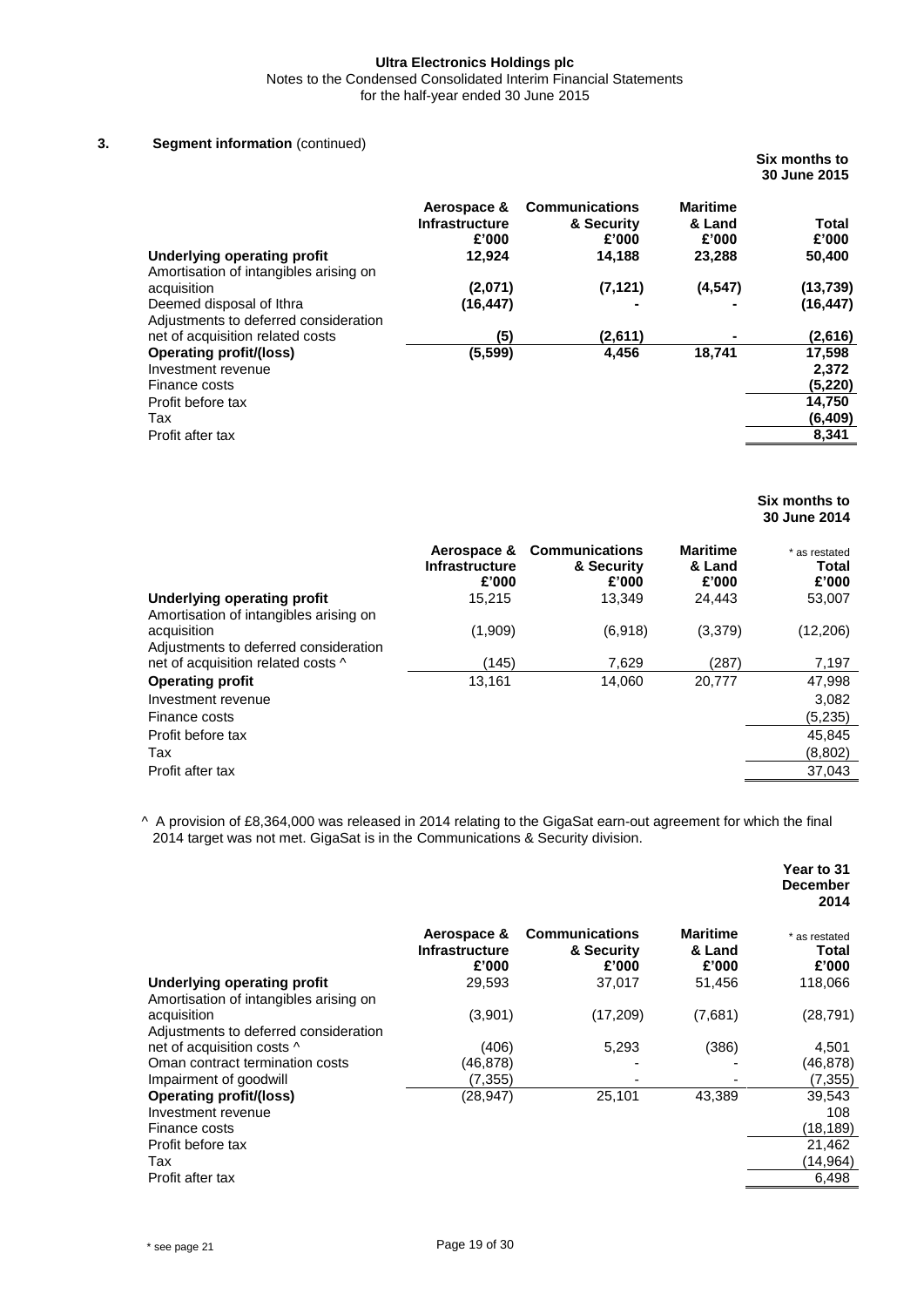## 3. Segment information (continued)

| | Aerospace & Infrastructure £'000 | Communications & Security £'000 | Maritime & Land £'000 | Six months to 30 June 2015 Total £'000 |
|---|---|---|---|---|
| **Underlying operating profit** | **12,924** | **14,188** | **23,288** | **50,400** |
| Amortisation of intangibles arising on acquisition | **(2,071)** | **(7,121)** | **(4,547)** | **(13,739)** |
| Deemed disposal of Ithra | **(16,447)** | **-** | **-** | **(16,447)** |
| Adjustments to deferred consideration net of acquisition related costs | **(5)** | **(2,611)** | **-** | **(2,616)** |
| **Operating profit/(loss)** | **(5,599)** | **4,456** | **18,741** | **17,598** |
| Investment revenue | | | | **2,372** |
| Finance costs | | | | **(5,220)** |
| Profit before tax | | | | **14,750** |
| Tax | | | | **(6,409)** |
| Profit after tax | | | | **8,341** |

| | Aerospace & Infrastructure £'000 | Communications & Security £'000 | Maritime & Land £'000 | Six months to 30 June 2014 * as restated Total £'000 |
|---|---|---|---|---|
| **Underlying operating profit** | 15,215 | 13,349 | 24,443 | 53,007 |
| Amortisation of intangibles arising on acquisition | (1,909) | (6,918) | (3,379) | (12,206) |
| Adjustments to deferred consideration net of acquisition related costs ^ | (145) | 7,629 | (287) | 7,197 |
| **Operating profit** | 13,161 | 14,060 | 20,777 | 47,998 |
| Investment revenue | | | | 3,082 |
| Finance costs | | | | (5,235) |
| Profit before tax | | | | 45,845 |
| Tax | | | | (8,802) |
| Profit after tax | | | | 37,043 |

^ A provision of £8,364,000 was released in 2014 relating to the GigaSat earn-out agreement for which the final 2014 target was not met. GigaSat is in the Communications & Security division.

| | Aerospace & Infrastructure £'000 | Communications & Security £'000 | Maritime & Land £'000 | Year to 31 December 2014 * as restated Total £'000 |
|---|---|---|---|---|
| **Underlying operating profit** | 29,593 | 37,017 | 51,456 | 118,066 |
| Amortisation of intangibles arising on acquisition | (3,901) | (17,209) | (7,681) | (28,791) |
| Adjustments to deferred consideration net of acquisition costs ^ | (406) | 5,293 | (386) | 4,501 |
| Oman contract termination costs | (46,878) | - | - | (46,878) |
| Impairment of goodwill | (7,355) | - | - | (7,355) |
| **Operating profit/(loss)** | (28,947) | 25,101 | 43,389 | 39,543 |
| Investment revenue | | | | 108 |
| Finance costs | | | | (18,189) |
| Profit before tax | | | | 21,462 |
| Tax | | | | (14,964) |
| Profit after tax | | | | 6,498 |

\* see page 21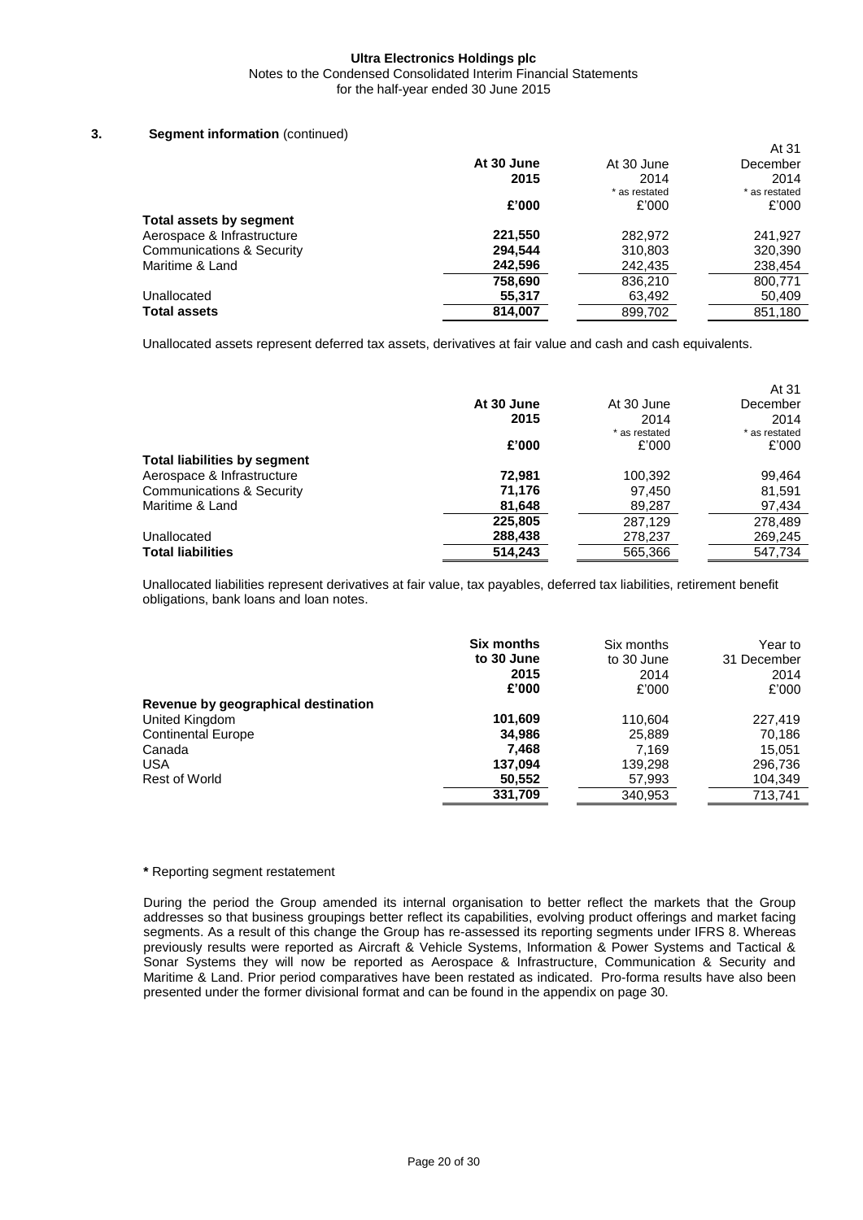**Ultra Electronics Holdings plc**
Notes to the Condensed Consolidated Interim Financial Statements
for the half-year ended 30 June 2015

### 3. Segment information (continued)

| | **At 30 June 2015** | At 30 June 2014 * as restated | At 31 December 2014 * as restated |
|---|---|---|---|
| | **£'000** | £'000 | £'000 |
| **Total assets by segment** | | | |
| Aerospace & Infrastructure | **221,550** | 282,972 | 241,927 |
| Communications & Security | **294,544** | 310,803 | 320,390 |
| Maritime & Land | **242,596** | 242,435 | 238,454 |
| | **758,690** | 836,210 | 800,771 |
| Unallocated | **55,317** | 63,492 | 50,409 |
| **Total assets** | **814,007** | 899,702 | 851,180 |

Unallocated assets represent deferred tax assets, derivatives at fair value and cash and cash equivalents.

| | **At 30 June 2015** | At 30 June 2014 * as restated | At 31 December 2014 * as restated |
|---|---|---|---|
| | **£'000** | £'000 | £'000 |
| **Total liabilities by segment** | | | |
| Aerospace & Infrastructure | **72,981** | 100,392 | 99,464 |
| Communications & Security | **71,176** | 97,450 | 81,591 |
| Maritime & Land | **81,648** | 89,287 | 97,434 |
| | **225,805** | 287,129 | 278,489 |
| Unallocated | **288,438** | 278,237 | 269,245 |
| **Total liabilities** | **514,243** | 565,366 | 547,734 |

Unallocated liabilities represent derivatives at fair value, tax payables, deferred tax liabilities, retirement benefit obligations, bank loans and loan notes.

| | **Six months to 30 June 2015** | Six months to 30 June 2014 | Year to 31 December 2014 |
|---|---|---|---|
| | **£'000** | £'000 | £'000 |
| **Revenue by geographical destination** | | | |
| United Kingdom | **101,609** | 110,604 | 227,419 |
| Continental Europe | **34,986** | 25,889 | 70,186 |
| Canada | **7,468** | 7,169 | 15,051 |
| USA | **137,094** | 139,298 | 296,736 |
| Rest of World | **50,552** | 57,993 | 104,349 |
| | **331,709** | 340,953 | 713,741 |

**\*** Reporting segment restatement

During the period the Group amended its internal organisation to better reflect the markets that the Group addresses so that business groupings better reflect its capabilities, evolving product offerings and market facing segments. As a result of this change the Group has re-assessed its reporting segments under IFRS 8. Whereas previously results were reported as Aircraft & Vehicle Systems, Information & Power Systems and Tactical & Sonar Systems they will now be reported as Aerospace & Infrastructure, Communication & Security and Maritime & Land. Prior period comparatives have been restated as indicated. Pro-forma results have also been presented under the former divisional format and can be found in the appendix on page 30.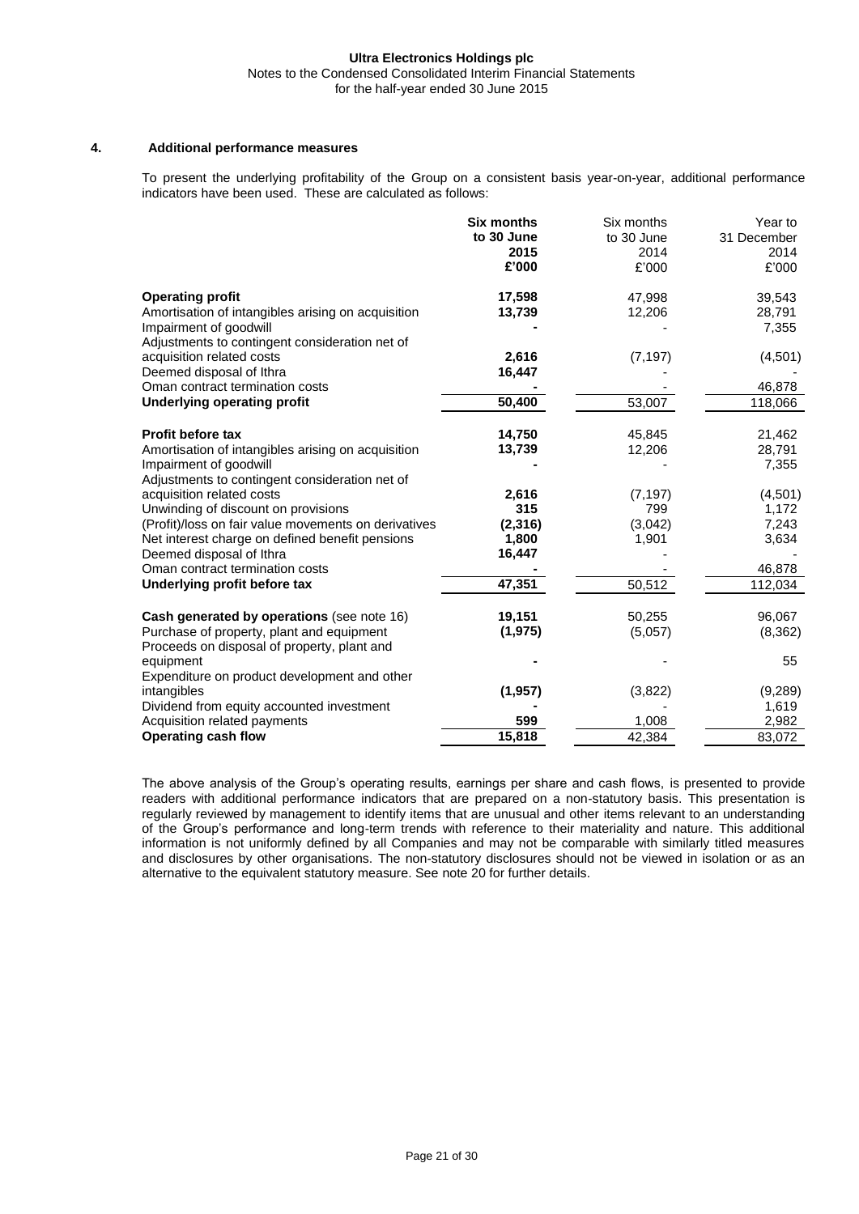## 4. Additional performance measures

To present the underlying profitability of the Group on a consistent basis year-on-year, additional performance indicators have been used. These are calculated as follows:

| | **Six months to 30 June 2015 £'000** | Six months to 30 June 2014 £'000 | Year to 31 December 2014 £'000 |
|---|---|---|---|
| **Operating profit** | **17,598** | 47,998 | 39,543 |
| Amortisation of intangibles arising on acquisition | **13,739** | 12,206 | 28,791 |
| Impairment of goodwill | **-** | - | 7,355 |
| Adjustments to contingent consideration net of acquisition related costs | **2,616** | (7,197) | (4,501) |
| Deemed disposal of Ithra | **16,447** | - | - |
| Oman contract termination costs | **-** | - | 46,878 |
| **Underlying operating profit** | **50,400** | 53,007 | 118,066 |
| | | | |
| **Profit before tax** | **14,750** | 45,845 | 21,462 |
| Amortisation of intangibles arising on acquisition | **13,739** | 12,206 | 28,791 |
| Impairment of goodwill | **-** | - | 7,355 |
| Adjustments to contingent consideration net of acquisition related costs | **2,616** | (7,197) | (4,501) |
| Unwinding of discount on provisions | **315** | 799 | 1,172 |
| (Profit)/loss on fair value movements on derivatives | **(2,316)** | (3,042) | 7,243 |
| Net interest charge on defined benefit pensions | **1,800** | 1,901 | 3,634 |
| Deemed disposal of Ithra | **16,447** | - | - |
| Oman contract termination costs | **-** | - | 46,878 |
| **Underlying profit before tax** | **47,351** | 50,512 | 112,034 |
| | | | |
| **Cash generated by operations** (see note 16) | **19,151** | 50,255 | 96,067 |
| Purchase of property, plant and equipment | **(1,975)** | (5,057) | (8,362) |
| Proceeds on disposal of property, plant and equipment | **-** | - | 55 |
| Expenditure on product development and other intangibles | **(1,957)** | (3,822) | (9,289) |
| Dividend from equity accounted investment | **-** | - | 1,619 |
| Acquisition related payments | **599** | 1,008 | 2,982 |
| **Operating cash flow** | **15,818** | 42,384 | 83,072 |

The above analysis of the Group's operating results, earnings per share and cash flows, is presented to provide readers with additional performance indicators that are prepared on a non-statutory basis. This presentation is regularly reviewed by management to identify items that are unusual and other items relevant to an understanding of the Group's performance and long-term trends with reference to their materiality and nature. This additional information is not uniformly defined by all Companies and may not be comparable with similarly titled measures and disclosures by other organisations. The non-statutory disclosures should not be viewed in isolation or as an alternative to the equivalent statutory measure. See note 20 for further details.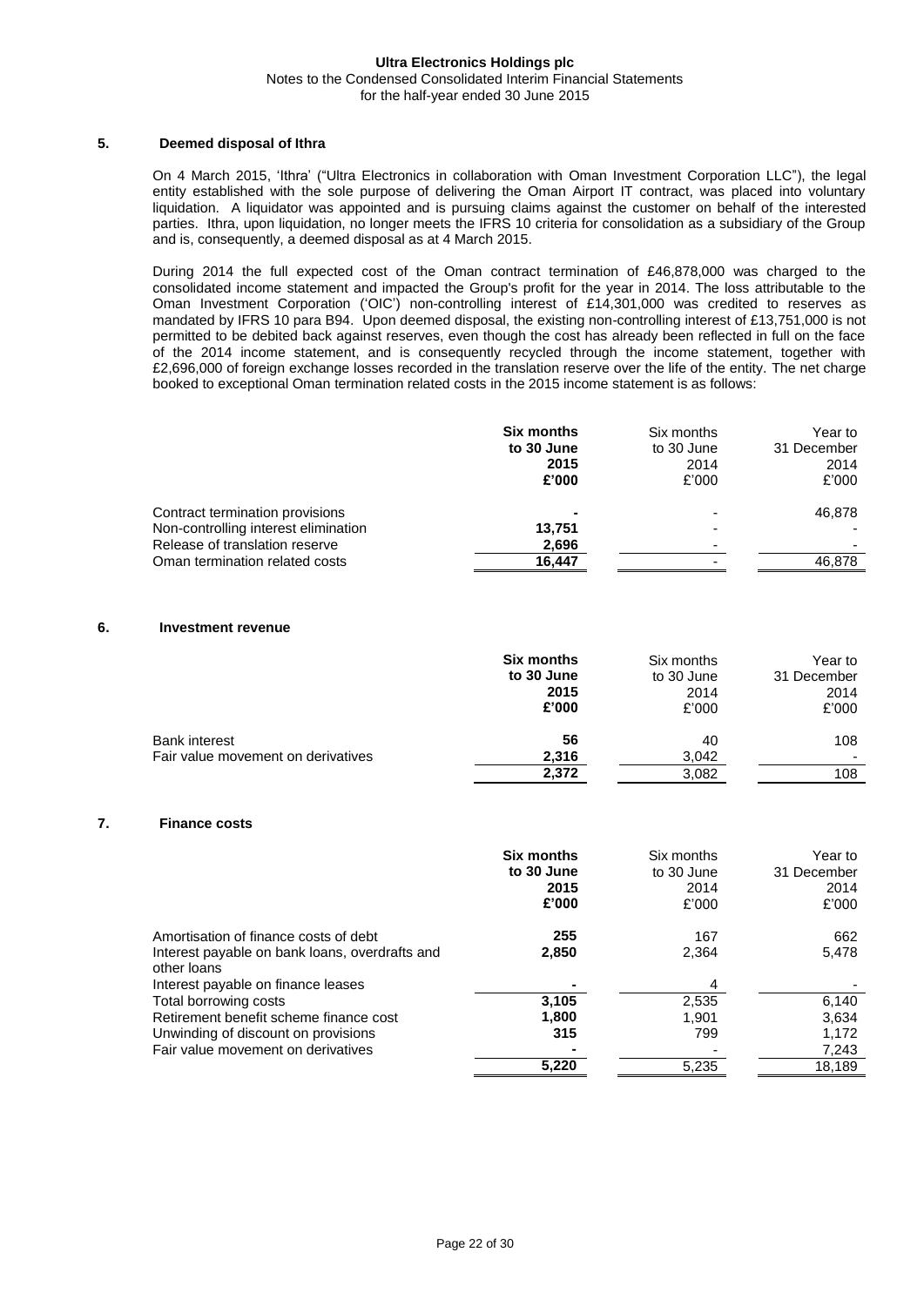## 5. Deemed disposal of Ithra

On 4 March 2015, 'Ithra' ("Ultra Electronics in collaboration with Oman Investment Corporation LLC"), the legal entity established with the sole purpose of delivering the Oman Airport IT contract, was placed into voluntary liquidation. A liquidator was appointed and is pursuing claims against the customer on behalf of the interested parties. Ithra, upon liquidation, no longer meets the IFRS 10 criteria for consolidation as a subsidiary of the Group and is, consequently, a deemed disposal as at 4 March 2015.

During 2014 the full expected cost of the Oman contract termination of £46,878,000 was charged to the consolidated income statement and impacted the Group's profit for the year in 2014. The loss attributable to the Oman Investment Corporation ('OIC') non-controlling interest of £14,301,000 was credited to reserves as mandated by IFRS 10 para B94. Upon deemed disposal, the existing non-controlling interest of £13,751,000 is not permitted to be debited back against reserves, even though the cost has already been reflected in full on the face of the 2014 income statement, and is consequently recycled through the income statement, together with £2,696,000 of foreign exchange losses recorded in the translation reserve over the life of the entity. The net charge booked to exceptional Oman termination related costs in the 2015 income statement is as follows:

| | **Six months to 30 June 2015 £'000** | Six months to 30 June 2014 £'000 | Year to 31 December 2014 £'000 |
|---|---|---|---|
| Contract termination provisions | **-** | - | 46,878 |
| Non-controlling interest elimination | **13,751** | - | - |
| Release of translation reserve | **2,696** | - | - |
| Oman termination related costs | **16,447** | - | 46,878 |

## 6. Investment revenue

| | **Six months to 30 June 2015 £'000** | Six months to 30 June 2014 £'000 | Year to 31 December 2014 £'000 |
|---|---|---|---|
| Bank interest | **56** | 40 | 108 |
| Fair value movement on derivatives | **2,316** | 3,042 | - |
| | **2,372** | 3,082 | 108 |

## 7. Finance costs

| | **Six months to 30 June 2015 £'000** | Six months to 30 June 2014 £'000 | Year to 31 December 2014 £'000 |
|---|---|---|---|
| Amortisation of finance costs of debt | **255** | 167 | 662 |
| Interest payable on bank loans, overdrafts and other loans | **2,850** | 2,364 | 5,478 |
| Interest payable on finance leases | **-** | 4 | - |
| Total borrowing costs | **3,105** | 2,535 | 6,140 |
| Retirement benefit scheme finance cost | **1,800** | 1,901 | 3,634 |
| Unwinding of discount on provisions | **315** | 799 | 1,172 |
| Fair value movement on derivatives | **-** | - | 7,243 |
| | **5,220** | 5,235 | 18,189 |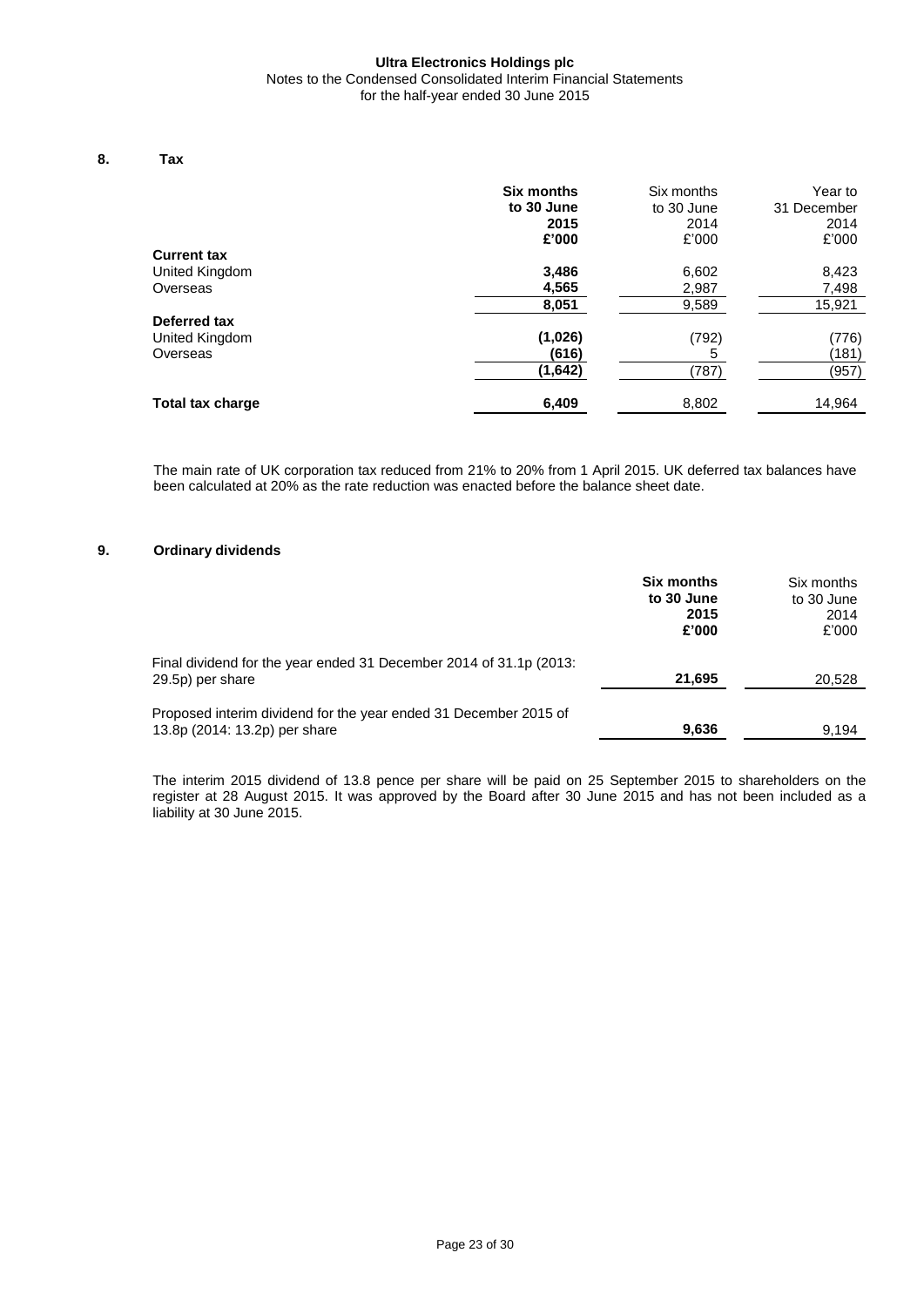**Ultra Electronics Holdings plc**
Notes to the Condensed Consolidated Interim Financial Statements
for the half-year ended 30 June 2015

## 8. Tax

| | **Six months to 30 June 2015 £'000** | Six months to 30 June 2014 £'000 | Year to 31 December 2014 £'000 |
|---|---|---|---|
| **Current tax** | | | |
| United Kingdom | **3,486** | 6,602 | 8,423 |
| Overseas | **4,565** | 2,987 | 7,498 |
| | **8,051** | 9,589 | 15,921 |
| **Deferred tax** | | | |
| United Kingdom | **(1,026)** | (792) | (776) |
| Overseas | **(616)** | 5 | (181) |
| | **(1,642)** | (787) | (957) |
| **Total tax charge** | **6,409** | 8,802 | 14,964 |

The main rate of UK corporation tax reduced from 21% to 20% from 1 April 2015. UK deferred tax balances have been calculated at 20% as the rate reduction was enacted before the balance sheet date.

## 9. Ordinary dividends

| | **Six months to 30 June 2015 £'000** | Six months to 30 June 2014 £'000 |
|---|---|---|
| Final dividend for the year ended 31 December 2014 of 31.1p (2013: 29.5p) per share | **21,695** | 20,528 |
| Proposed interim dividend for the year ended 31 December 2015 of 13.8p (2014: 13.2p) per share | **9,636** | 9,194 |

The interim 2015 dividend of 13.8 pence per share will be paid on 25 September 2015 to shareholders on the register at 28 August 2015. It was approved by the Board after 30 June 2015 and has not been included as a liability at 30 June 2015.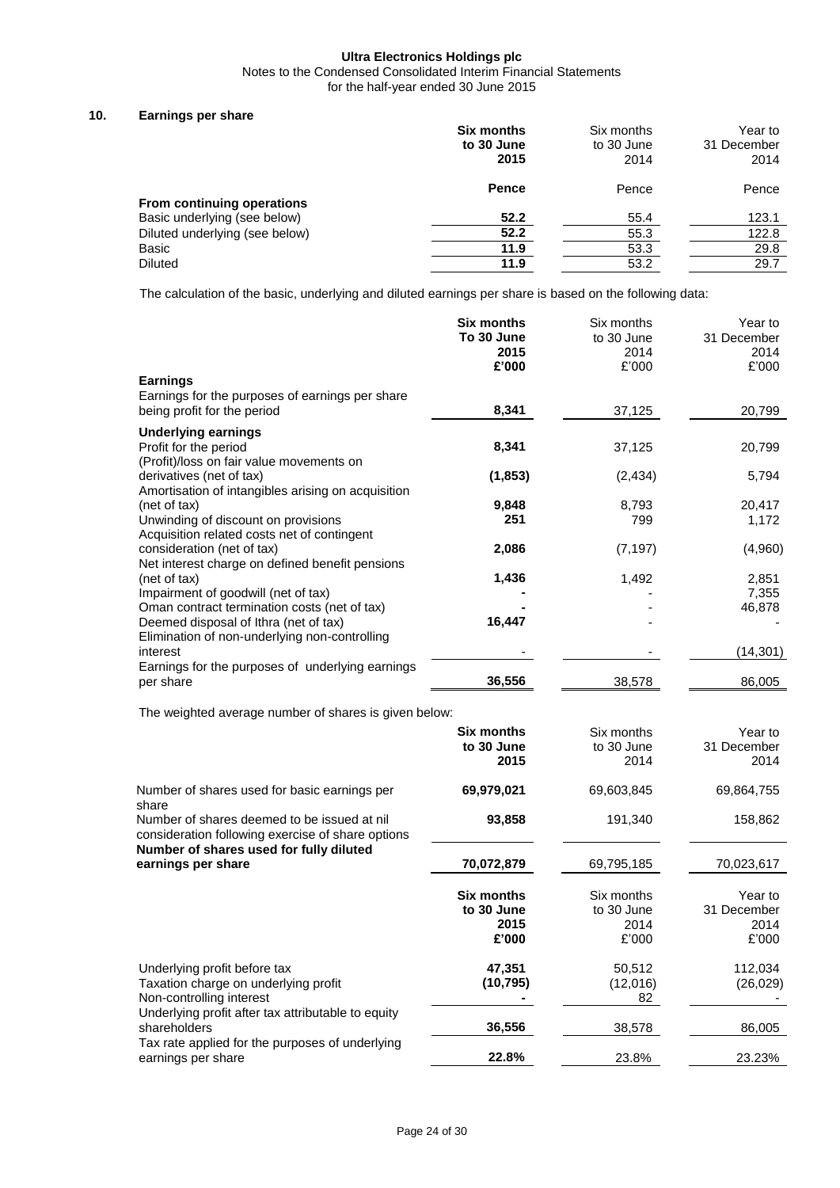**Ultra Electronics Holdings plc**
Notes to the Condensed Consolidated Interim Financial Statements
for the half-year ended 30 June 2015

## 10. Earnings per share

| | **Six months to 30 June 2015** | Six months to 30 June 2014 | Year to 31 December 2014 |
|---|---|---|---|
| | **Pence** | Pence | Pence |
| **From continuing operations** | | | |
| Basic underlying (see below) | **52.2** | 55.4 | 123.1 |
| Diluted underlying (see below) | **52.2** | 55.3 | 122.8 |
| Basic | **11.9** | 53.3 | 29.8 |
| Diluted | **11.9** | 53.2 | 29.7 |

The calculation of the basic, underlying and diluted earnings per share is based on the following data:

| | **Six months To 30 June 2015 £'000** | Six months to 30 June 2014 £'000 | Year to 31 December 2014 £'000 |
|---|---|---|---|
| **Earnings** | | | |
| Earnings for the purposes of earnings per share being profit for the period | **8,341** | 37,125 | 20,799 |
| **Underlying earnings** | | | |
| Profit for the period | **8,341** | 37,125 | 20,799 |
| (Profit)/loss on fair value movements on derivatives (net of tax) | **(1,853)** | (2,434) | 5,794 |
| Amortisation of intangibles arising on acquisition (net of tax) | **9,848** | 8,793 | 20,417 |
| Unwinding of discount on provisions | **251** | 799 | 1,172 |
| Acquisition related costs net of contingent consideration (net of tax) | **2,086** | (7,197) | (4,960) |
| Net interest charge on defined benefit pensions (net of tax) | **1,436** | 1,492 | 2,851 |
| Impairment of goodwill (net of tax) | **-** | - | 7,355 |
| Oman contract termination costs (net of tax) | **-** | - | 46,878 |
| Deemed disposal of Ithra (net of tax) | **16,447** | - | - |
| Elimination of non-underlying non-controlling interest | - | - | (14,301) |
| Earnings for the purposes of underlying earnings per share | **36,556** | 38,578 | 86,005 |

The weighted average number of shares is given below:

| | **Six months to 30 June 2015** | Six months to 30 June 2014 | Year to 31 December 2014 |
|---|---|---|---|
| Number of shares used for basic earnings per share | **69,979,021** | 69,603,845 | 69,864,755 |
| Number of shares deemed to be issued at nil consideration following exercise of share options | **93,858** | 191,340 | 158,862 |
| **Number of shares used for fully diluted earnings per share** | **70,072,879** | 69,795,185 | 70,023,617 |

| | **Six months to 30 June 2015 £'000** | Six months to 30 June 2014 £'000 | Year to 31 December 2014 £'000 |
|---|---|---|---|
| Underlying profit before tax | **47,351** | 50,512 | 112,034 |
| Taxation charge on underlying profit | **(10,795)** | (12,016) | (26,029) |
| Non-controlling interest | **-** | 82 | - |
| Underlying profit after tax attributable to equity shareholders | **36,556** | 38,578 | 86,005 |
| Tax rate applied for the purposes of underlying earnings per share | **22.8%** | 23.8% | 23.23% |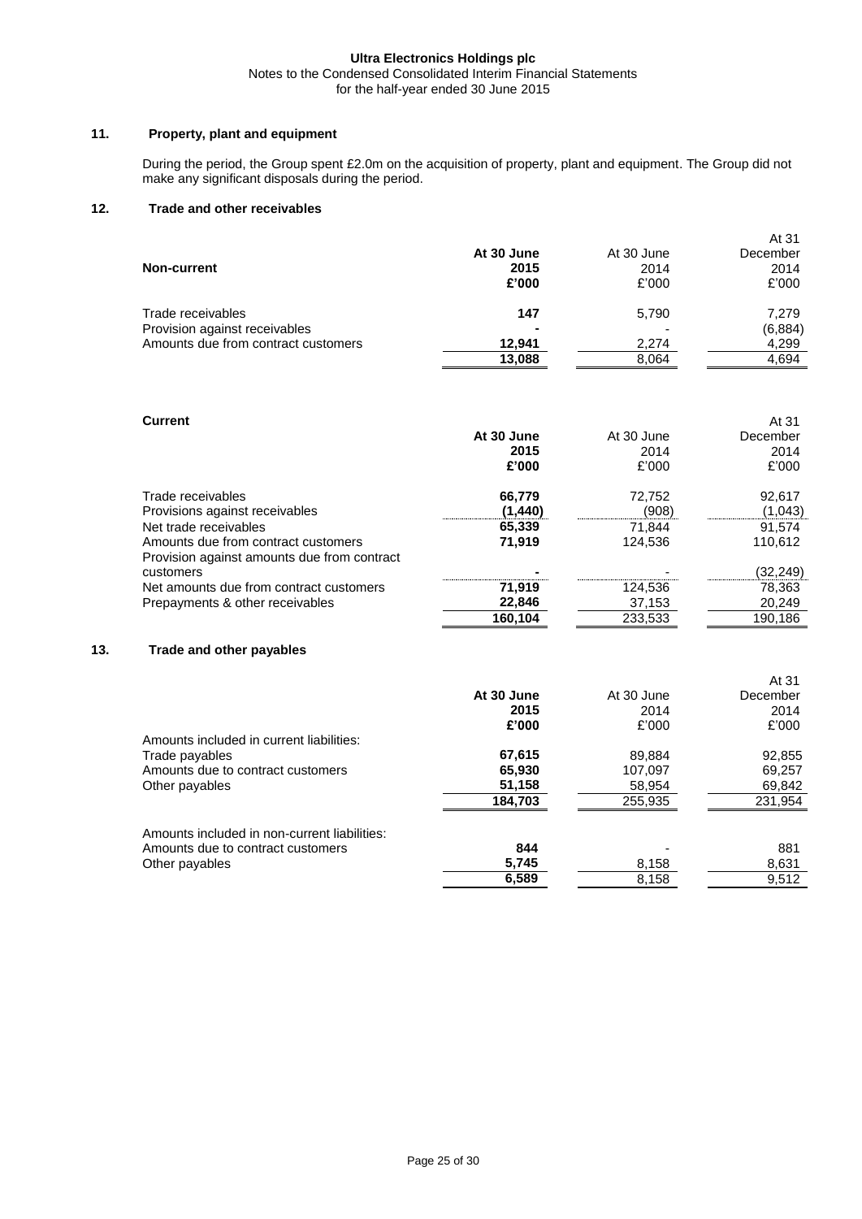## 11. Property, plant and equipment

During the period, the Group spent £2.0m on the acquisition of property, plant and equipment. The Group did not make any significant disposals during the period.

## 12. Trade and other receivables

| Non-current | At 30 June 2015 £'000 | At 30 June 2014 £'000 | At 31 December 2014 £'000 |
|---|---|---|---|
| Trade receivables | **147** | 5,790 | 7,279 |
| Provision against receivables | **-** | - | (6,884) |
| Amounts due from contract customers | **12,941** | 2,274 | 4,299 |
| | **13,088** | 8,064 | 4,694 |

| Current | At 30 June 2015 £'000 | At 30 June 2014 £'000 | At 31 December 2014 £'000 |
|---|---|---|---|
| Trade receivables | **66,779** | 72,752 | 92,617 |
| Provisions against receivables | **(1,440)** | (908) | (1,043) |
| Net trade receivables | **65,339** | 71,844 | 91,574 |
| Amounts due from contract customers | **71,919** | 124,536 | 110,612 |
| Provision against amounts due from contract customers | **-** | - | (32,249) |
| Net amounts due from contract customers | **71,919** | 124,536 | 78,363 |
| Prepayments & other receivables | **22,846** | 37,153 | 20,249 |
| | **160,104** | 233,533 | 190,186 |

## 13. Trade and other payables

| | At 30 June 2015 £'000 | At 30 June 2014 £'000 | At 31 December 2014 £'000 |
|---|---|---|---|
| Amounts included in current liabilities: | | | |
| Trade payables | **67,615** | 89,884 | 92,855 |
| Amounts due to contract customers | **65,930** | 107,097 | 69,257 |
| Other payables | **51,158** | 58,954 | 69,842 |
| | **184,703** | 255,935 | 231,954 |
| Amounts included in non-current liabilities: | | | |
| Amounts due to contract customers | **844** | - | 881 |
| Other payables | **5,745** | 8,158 | 8,631 |
| | **6,589** | 8,158 | 9,512 |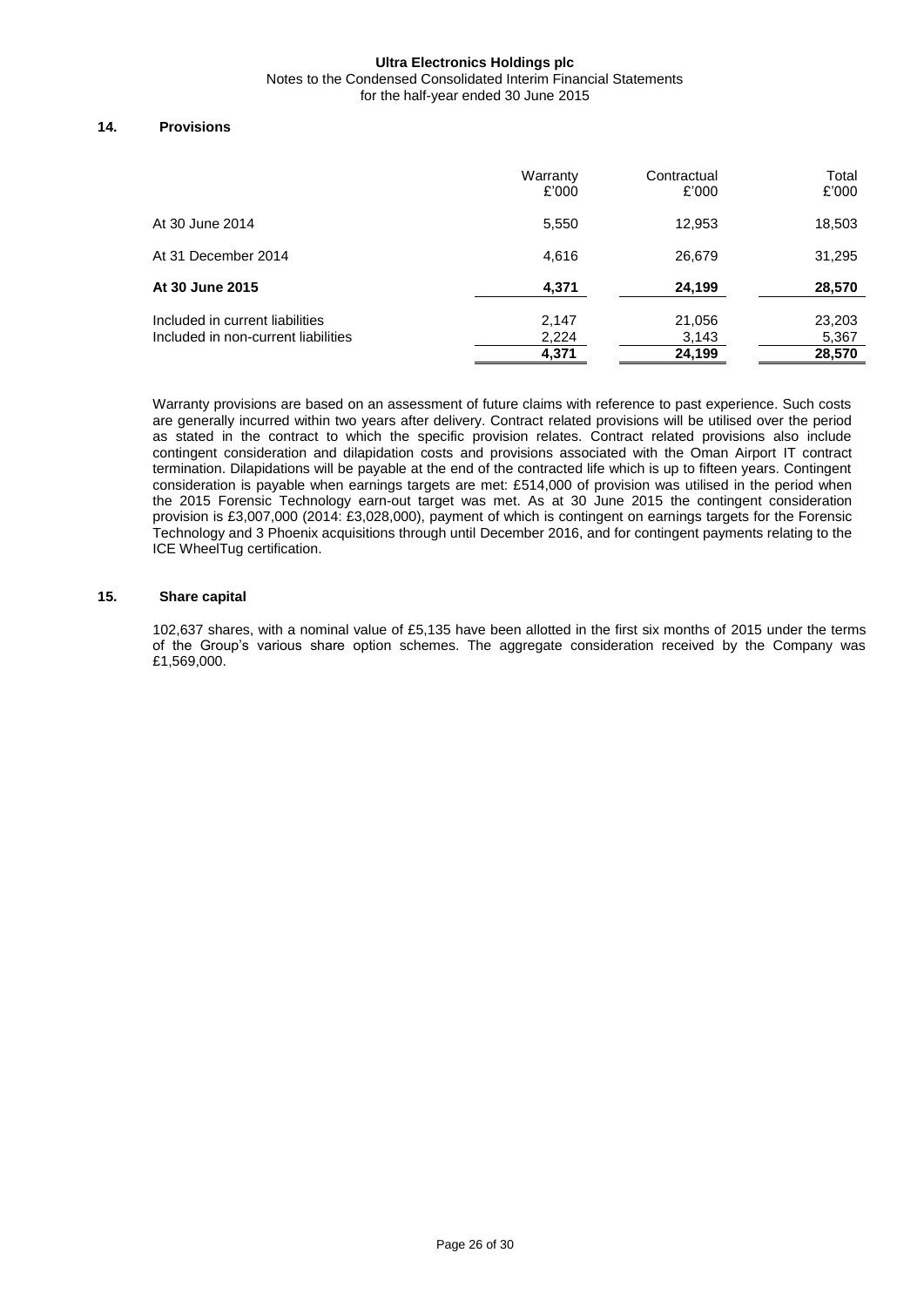## 14. Provisions

| | Warranty £'000 | Contractual £'000 | Total £'000 |
|---|---|---|---|
| At 30 June 2014 | 5,550 | 12,953 | 18,503 |
| At 31 December 2014 | 4,616 | 26,679 | 31,295 |
| **At 30 June 2015** | **4,371** | **24,199** | **28,570** |
| Included in current liabilities | 2,147 | 21,056 | 23,203 |
| Included in non-current liabilities | 2,224 | 3,143 | 5,367 |
| | **4,371** | **24,199** | **28,570** |

Warranty provisions are based on an assessment of future claims with reference to past experience. Such costs are generally incurred within two years after delivery. Contract related provisions will be utilised over the period as stated in the contract to which the specific provision relates. Contract related provisions also include contingent consideration and dilapidation costs and provisions associated with the Oman Airport IT contract termination. Dilapidations will be payable at the end of the contracted life which is up to fifteen years. Contingent consideration is payable when earnings targets are met: £514,000 of provision was utilised in the period when the 2015 Forensic Technology earn-out target was met. As at 30 June 2015 the contingent consideration provision is £3,007,000 (2014: £3,028,000), payment of which is contingent on earnings targets for the Forensic Technology and 3 Phoenix acquisitions through until December 2016, and for contingent payments relating to the ICE WheelTug certification.

## 15. Share capital

102,637 shares, with a nominal value of £5,135 have been allotted in the first six months of 2015 under the terms of the Group's various share option schemes. The aggregate consideration received by the Company was £1,569,000.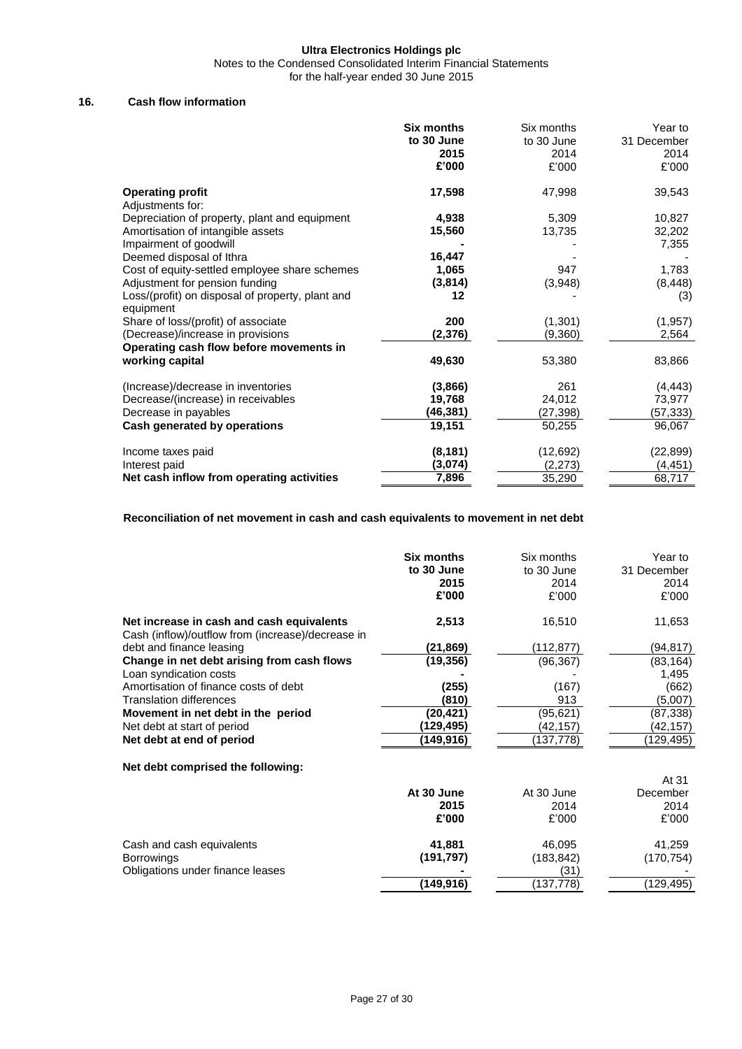## 16. Cash flow information

| | Six months to 30 June 2015 £'000 | Six months to 30 June 2014 £'000 | Year to 31 December 2014 £'000 |
|---|---|---|---|
| **Operating profit** | **17,598** | 47,998 | 39,543 |
| Adjustments for: | | | |
| Depreciation of property, plant and equipment | **4,938** | 5,309 | 10,827 |
| Amortisation of intangible assets | **15,560** | 13,735 | 32,202 |
| Impairment of goodwill | **-** | - | 7,355 |
| Deemed disposal of Ithra | **16,447** | - | - |
| Cost of equity-settled employee share schemes | **1,065** | 947 | 1,783 |
| Adjustment for pension funding | **(3,814)** | (3,948) | (8,448) |
| Loss/(profit) on disposal of property, plant and equipment | **12** | - | (3) |
| Share of loss/(profit) of associate | **200** | (1,301) | (1,957) |
| (Decrease)/increase in provisions | **(2,376)** | (9,360) | 2,564 |
| **Operating cash flow before movements in working capital** | **49,630** | 53,380 | 83,866 |
| (Increase)/decrease in inventories | **(3,866)** | 261 | (4,443) |
| Decrease/(increase) in receivables | **19,768** | 24,012 | 73,977 |
| Decrease in payables | **(46,381)** | (27,398) | (57,333) |
| **Cash generated by operations** | **19,151** | 50,255 | 96,067 |
| Income taxes paid | **(8,181)** | (12,692) | (22,899) |
| Interest paid | **(3,074)** | (2,273) | (4,451) |
| **Net cash inflow from operating activities** | **7,896** | 35,290 | 68,717 |

**Reconciliation of net movement in cash and cash equivalents to movement in net debt**

| | Six months to 30 June 2015 £'000 | Six months to 30 June 2014 £'000 | Year to 31 December 2014 £'000 |
|---|---|---|---|
| **Net increase in cash and cash equivalents** | **2,513** | 16,510 | 11,653 |
| Cash (inflow)/outflow from (increase)/decrease in debt and finance leasing | **(21,869)** | (112,877) | (94,817) |
| **Change in net debt arising from cash flows** | **(19,356)** | (96,367) | (83,164) |
| Loan syndication costs | **-** | - | 1,495 |
| Amortisation of finance costs of debt | **(255)** | (167) | (662) |
| Translation differences | **(810)** | 913 | (5,007) |
| **Movement in net debt in the period** | **(20,421)** | (95,621) | (87,338) |
| Net debt at start of period | **(129,495)** | (42,157) | (42,157) |
| **Net debt at end of period** | **(149,916)** | (137,778) | (129,495) |

**Net debt comprised the following:**

| | At 30 June 2015 £'000 | At 30 June 2014 £'000 | At 31 December 2014 £'000 |
|---|---|---|---|
| Cash and cash equivalents | **41,881** | 46,095 | 41,259 |
| Borrowings | **(191,797)** | (183,842) | (170,754) |
| Obligations under finance leases | **-** | (31) | - |
| | **(149,916)** | (137,778) | (129,495) |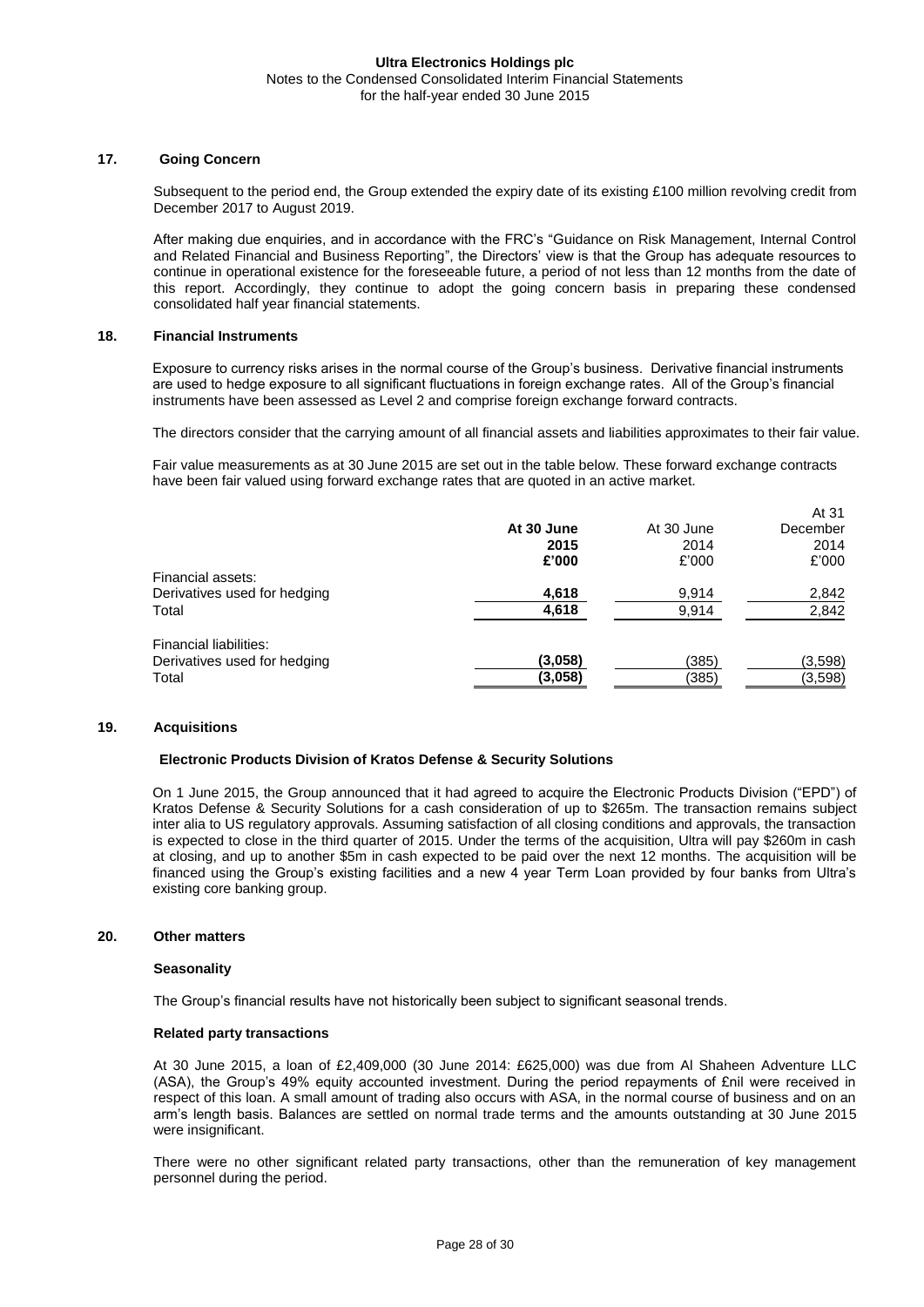## 17. Going Concern

Subsequent to the period end, the Group extended the expiry date of its existing £100 million revolving credit from December 2017 to August 2019.

After making due enquiries, and in accordance with the FRC's "Guidance on Risk Management, Internal Control and Related Financial and Business Reporting", the Directors' view is that the Group has adequate resources to continue in operational existence for the foreseeable future, a period of not less than 12 months from the date of this report. Accordingly, they continue to adopt the going concern basis in preparing these condensed consolidated half year financial statements.

## 18. Financial Instruments

Exposure to currency risks arises in the normal course of the Group's business. Derivative financial instruments are used to hedge exposure to all significant fluctuations in foreign exchange rates. All of the Group's financial instruments have been assessed as Level 2 and comprise foreign exchange forward contracts.

The directors consider that the carrying amount of all financial assets and liabilities approximates to their fair value.

Fair value measurements as at 30 June 2015 are set out in the table below. These forward exchange contracts have been fair valued using forward exchange rates that are quoted in an active market.

| | **At 30 June 2015 £'000** | At 30 June 2014 £'000 | At 31 December 2014 £'000 |
|---|---|---|---|
| Financial assets: | | | |
| Derivatives used for hedging | **4,618** | 9,914 | 2,842 |
| Total | **4,618** | 9,914 | 2,842 |
| Financial liabilities: | | | |
| Derivatives used for hedging | **(3,058)** | (385) | (3,598) |
| Total | **(3,058)** | (385) | (3,598) |

## 19. Acquisitions

### Electronic Products Division of Kratos Defense & Security Solutions

On 1 June 2015, the Group announced that it had agreed to acquire the Electronic Products Division ("EPD") of Kratos Defense & Security Solutions for a cash consideration of up to \$265m. The transaction remains subject inter alia to US regulatory approvals. Assuming satisfaction of all closing conditions and approvals, the transaction is expected to close in the third quarter of 2015. Under the terms of the acquisition, Ultra will pay \$260m in cash at closing, and up to another \$5m in cash expected to be paid over the next 12 months. The acquisition will be financed using the Group's existing facilities and a new 4 year Term Loan provided by four banks from Ultra's existing core banking group.

## 20. Other matters

### Seasonality

The Group's financial results have not historically been subject to significant seasonal trends.

### Related party transactions

At 30 June 2015, a loan of £2,409,000 (30 June 2014: £625,000) was due from Al Shaheen Adventure LLC (ASA), the Group's 49% equity accounted investment. During the period repayments of £nil were received in respect of this loan. A small amount of trading also occurs with ASA, in the normal course of business and on an arm's length basis. Balances are settled on normal trade terms and the amounts outstanding at 30 June 2015 were insignificant.

There were no other significant related party transactions, other than the remuneration of key management personnel during the period.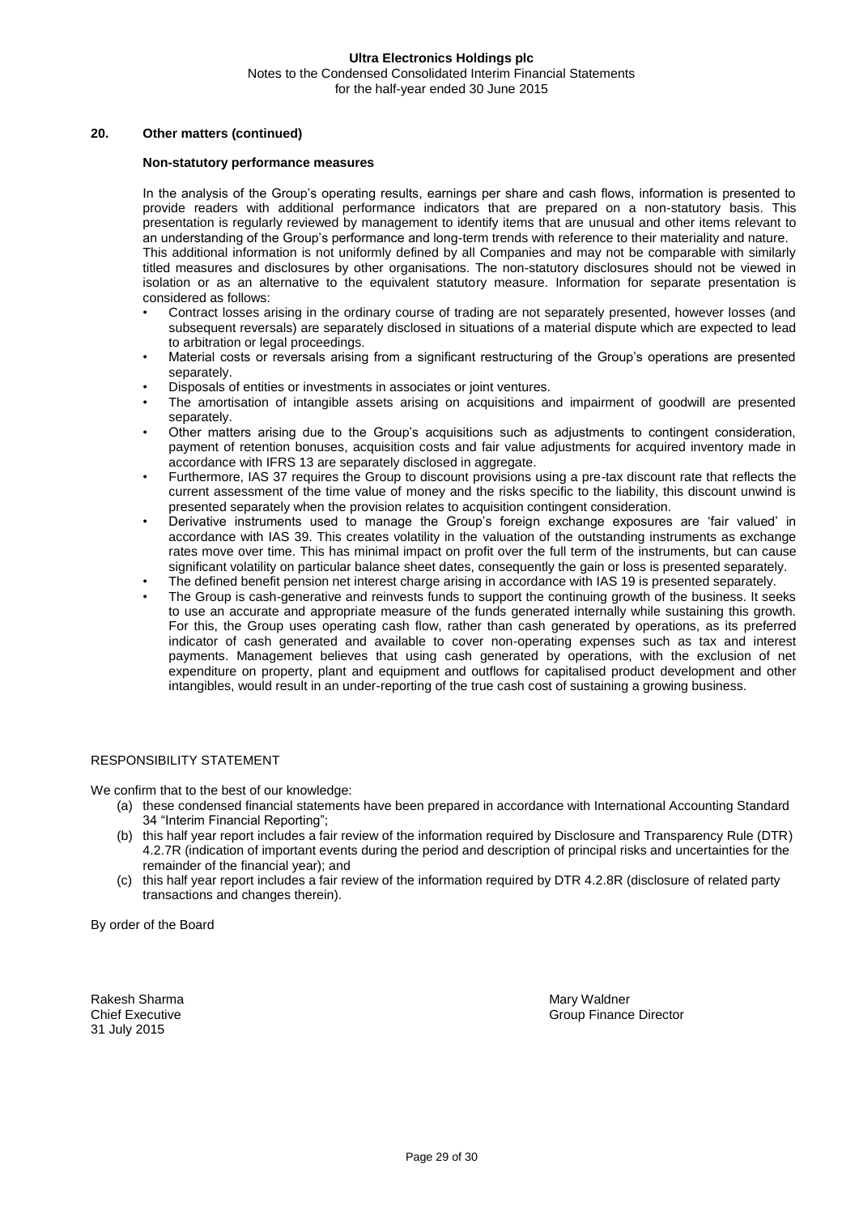## 20. Other matters (continued)

### Non-statutory performance measures

In the analysis of the Group's operating results, earnings per share and cash flows, information is presented to provide readers with additional performance indicators that are prepared on a non-statutory basis. This presentation is regularly reviewed by management to identify items that are unusual and other items relevant to an understanding of the Group's performance and long-term trends with reference to their materiality and nature. This additional information is not uniformly defined by all Companies and may not be comparable with similarly titled measures and disclosures by other organisations. The non-statutory disclosures should not be viewed in isolation or as an alternative to the equivalent statutory measure. Information for separate presentation is considered as follows:

- Contract losses arising in the ordinary course of trading are not separately presented, however losses (and subsequent reversals) are separately disclosed in situations of a material dispute which are expected to lead to arbitration or legal proceedings.
- Material costs or reversals arising from a significant restructuring of the Group's operations are presented separately.
- Disposals of entities or investments in associates or joint ventures.
- The amortisation of intangible assets arising on acquisitions and impairment of goodwill are presented separately.
- Other matters arising due to the Group's acquisitions such as adjustments to contingent consideration, payment of retention bonuses, acquisition costs and fair value adjustments for acquired inventory made in accordance with IFRS 13 are separately disclosed in aggregate.
- Furthermore, IAS 37 requires the Group to discount provisions using a pre-tax discount rate that reflects the current assessment of the time value of money and the risks specific to the liability, this discount unwind is presented separately when the provision relates to acquisition contingent consideration.
- Derivative instruments used to manage the Group's foreign exchange exposures are 'fair valued' in accordance with IAS 39. This creates volatility in the valuation of the outstanding instruments as exchange rates move over time. This has minimal impact on profit over the full term of the instruments, but can cause significant volatility on particular balance sheet dates, consequently the gain or loss is presented separately.
- The defined benefit pension net interest charge arising in accordance with IAS 19 is presented separately.
- The Group is cash-generative and reinvests funds to support the continuing growth of the business. It seeks to use an accurate and appropriate measure of the funds generated internally while sustaining this growth. For this, the Group uses operating cash flow, rather than cash generated by operations, as its preferred indicator of cash generated and available to cover non-operating expenses such as tax and interest payments. Management believes that using cash generated by operations, with the exclusion of net expenditure on property, plant and equipment and outflows for capitalised product development and other intangibles, would result in an under-reporting of the true cash cost of sustaining a growing business.

## RESPONSIBILITY STATEMENT

We confirm that to the best of our knowledge:

(a) these condensed financial statements have been prepared in accordance with International Accounting Standard 34 "Interim Financial Reporting";

(b) this half year report includes a fair review of the information required by Disclosure and Transparency Rule (DTR) 4.2.7R (indication of important events during the period and description of principal risks and uncertainties for the remainder of the financial year); and

(c) this half year report includes a fair review of the information required by DTR 4.2.8R (disclosure of related party transactions and changes therein).

By order of the Board

Rakesh Sharma
Chief Executive
31 July 2015

Mary Waldner
Group Finance Director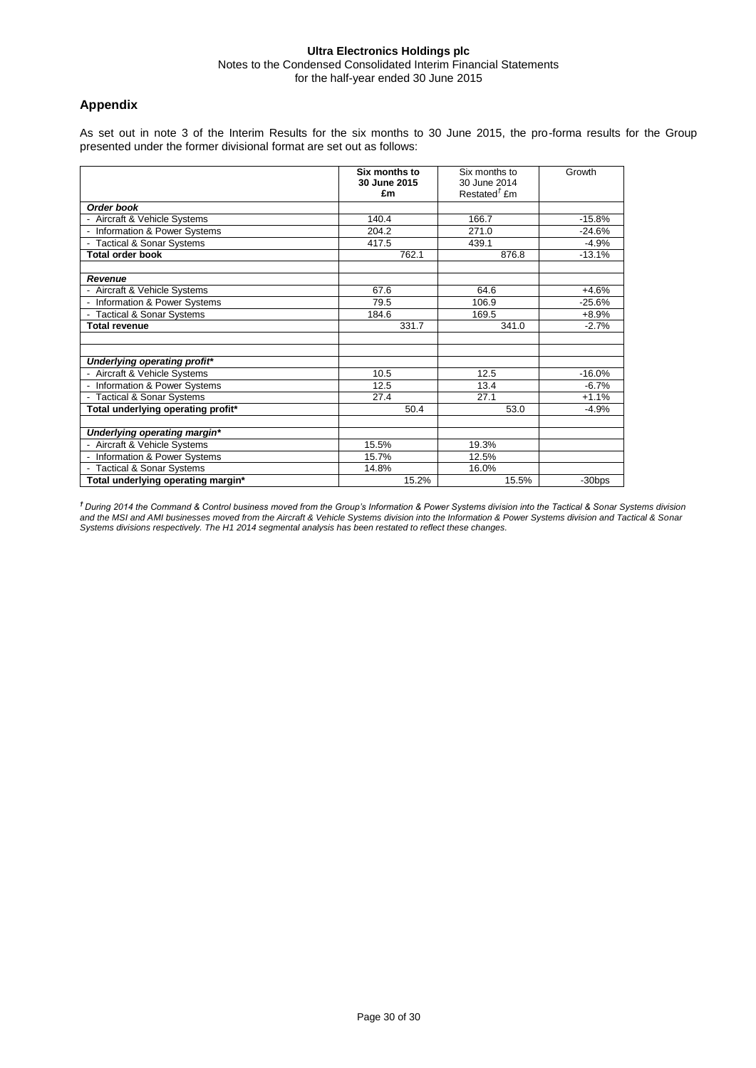**Ultra Electronics Holdings plc**
Notes to the Condensed Consolidated Interim Financial Statements
for the half-year ended 30 June 2015

## Appendix

As set out in note 3 of the Interim Results for the six months to 30 June 2015, the pro-forma results for the Group presented under the former divisional format are set out as follows:

| | **Six months to 30 June 2015 £m** | Six months to 30 June 2014 Restated† £m | Growth |
|---|---|---|---|
| ***Order book*** | | | |
| - Aircraft & Vehicle Systems | 140.4 | 166.7 | -15.8% |
| - Information & Power Systems | 204.2 | 271.0 | -24.6% |
| - Tactical & Sonar Systems | 417.5 | 439.1 | -4.9% |
| **Total order book** | 762.1 | 876.8 | -13.1% |
| | | | |
| ***Revenue*** | | | |
| - Aircraft & Vehicle Systems | 67.6 | 64.6 | +4.6% |
| - Information & Power Systems | 79.5 | 106.9 | -25.6% |
| - Tactical & Sonar Systems | 184.6 | 169.5 | +8.9% |
| **Total revenue** | 331.7 | 341.0 | -2.7% |
| | | | |
| | | | |
| ***Underlying operating profit**** | | | |
| - Aircraft & Vehicle Systems | 10.5 | 12.5 | -16.0% |
| - Information & Power Systems | 12.5 | 13.4 | -6.7% |
| - Tactical & Sonar Systems | 27.4 | 27.1 | +1.1% |
| **Total underlying operating profit*** | 50.4 | 53.0 | -4.9% |
| | | | |
| ***Underlying operating margin**** | | | |
| - Aircraft & Vehicle Systems | 15.5% | 19.3% | |
| - Information & Power Systems | 15.7% | 12.5% | |
| - Tactical & Sonar Systems | 14.8% | 16.0% | |
| **Total underlying operating margin*** | 15.2% | 15.5% | -30bps |

*† During 2014 the Command & Control business moved from the Group's Information & Power Systems division into the Tactical & Sonar Systems division and the MSI and AMI businesses moved from the Aircraft & Vehicle Systems division into the Information & Power Systems division and Tactical & Sonar Systems divisions respectively. The H1 2014 segmental analysis has been restated to reflect these changes.*